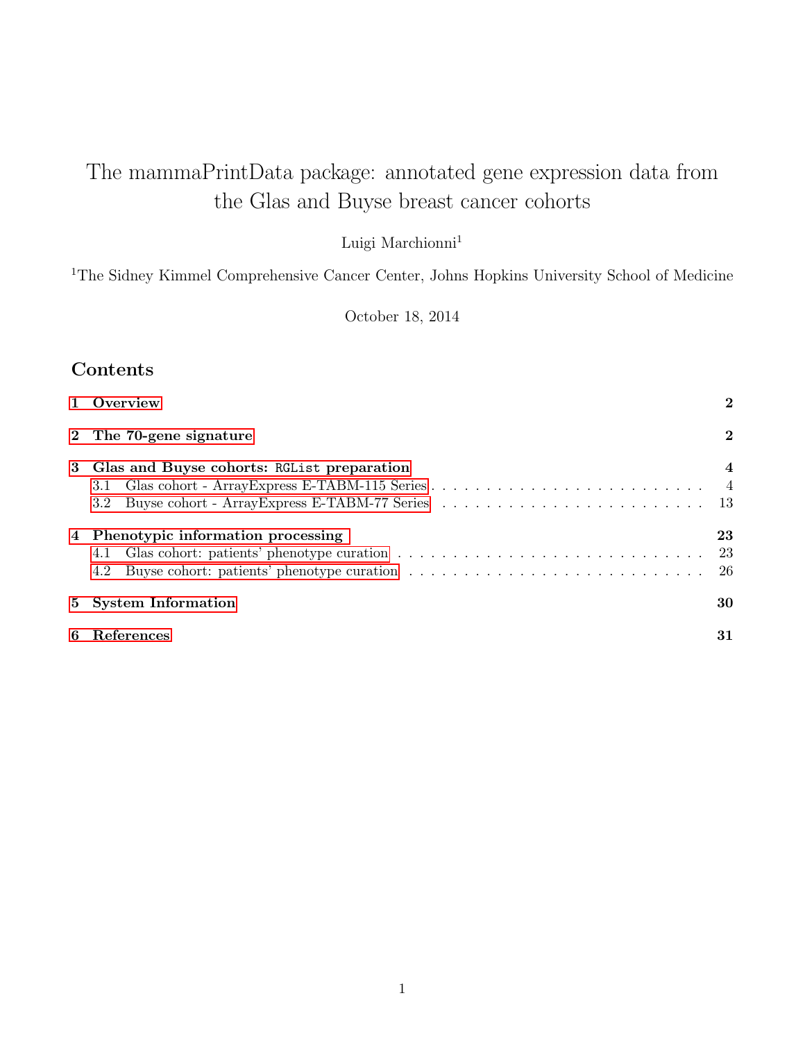# The mammaPrintData package: annotated gene expression data from the Glas and Buyse breast cancer cohorts

Luigi Marchionni[1]

[1]The Sidney Kimmel Comprehensive Cancer Center, Johns Hopkins University School of Medicine

October 18, 2014

## Contents

| | |
|---|---|
| **1 Overview** | **2** |
| **2 The 70-gene signature** | **2** |
| **3 Glas and Buyse cohorts: `RGList` preparation** | **4** |
| 3.1 Glas cohort - ArrayExpress E-TABM-115 Series | 4 |
| 3.2 Buyse cohort - ArrayExpress E-TABM-77 Series | 13 |
| **4 Phenotypic information processing** | **23** |
| 4.1 Glas cohort: patients' phenotype curation | 23 |
| 4.2 Buyse cohort: patients' phenotype curation | 26 |
| **5 System Information** | **30** |
| **6 References** | **31** |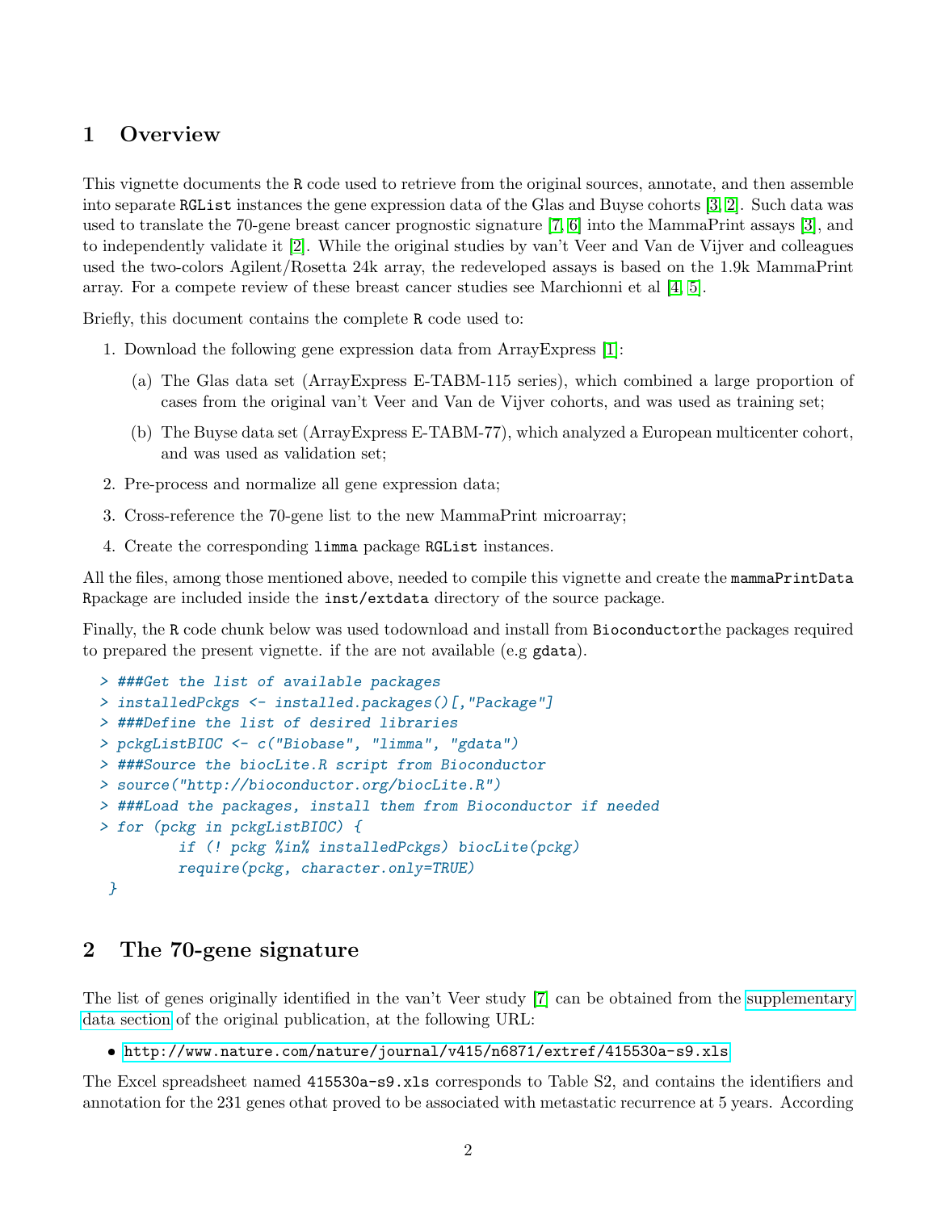# 1 Overview

This vignette documents the R code used to retrieve from the original sources, annotate, and then assemble into separate RGList instances the gene expression data of the Glas and Buyse cohorts [3, 2]. Such data was used to translate the 70-gene breast cancer prognostic signature [7, 6] into the MammaPrint assays [3], and to independently validate it [2]. While the original studies by van't Veer and Van de Vijver and colleagues used the two-colors Agilent/Rosetta 24k array, the redeveloped assays is based on the 1.9k MammaPrint array. For a compete review of these breast cancer studies see Marchionni et al [4, 5].

Briefly, this document contains the complete R code used to:

1. Download the following gene expression data from ArrayExpress [1]:
   (a) The Glas data set (ArrayExpress E-TABM-115 series), which combined a large proportion of cases from the original van't Veer and Van de Vijver cohorts, and was used as training set;
   (b) The Buyse data set (ArrayExpress E-TABM-77), which analyzed a European multicenter cohort, and was used as validation set;
2. Pre-process and normalize all gene expression data;
3. Cross-reference the 70-gene list to the new MammaPrint microarray;
4. Create the corresponding limma package RGList instances.

All the files, among those mentioned above, needed to compile this vignette and create the mammaPrintData Rpackage are included inside the inst/extdata directory of the source package.

Finally, the R code chunk below was used todownload and install from Bioconductorthe packages required to prepared the present vignette. if the are not available (e.g gdata).

```
> ###Get the list of available packages
> installedPckgs <- installed.packages()[,"Package"]
> ###Define the list of desired libraries
> pckgListBIOC <- c("Biobase", "limma", "gdata")
> ###Source the biocLite.R script from Bioconductor
> source("http://bioconductor.org/biocLite.R")
> ###Load the packages, install them from Bioconductor if needed
> for (pckg in pckgListBIOC) {
         if (! pckg %in% installedPckgs) biocLite(pckg)
         require(pckg, character.only=TRUE)
 }
```

# 2 The 70-gene signature

The list of genes originally identified in the van't Veer study [7] can be obtained from the supplementary data section of the original publication, at the following URL:

- http://www.nature.com/nature/journal/v415/n6871/extref/415530a-s9.xls

The Excel spreadsheet named 415530a-s9.xls corresponds to Table S2, and contains the identifiers and annotation for the 231 genes othat proved to be associated with metastatic recurrence at 5 years. According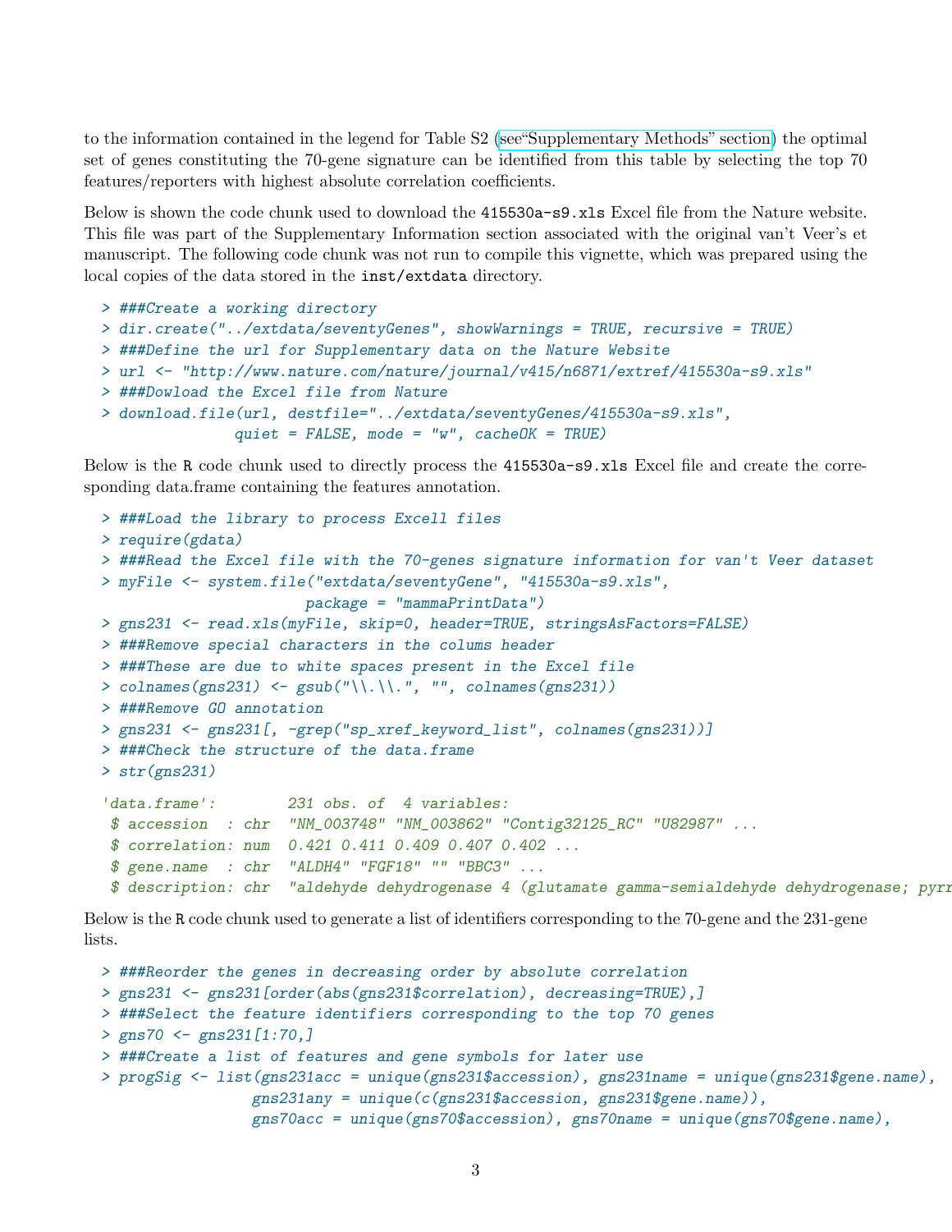to the information contained in the legend for Table S2 (see"Supplementary Methods" section) the optimal set of genes constituting the 70-gene signature can be identified from this table by selecting the top 70 features/reporters with highest absolute correlation coefficients.

Below is shown the code chunk used to download the `415530a-s9.xls` Excel file from the Nature website. This file was part of the Supplementary Information section associated with the original van't Veer's et manuscript. The following code chunk was not run to compile this vignette, which was prepared using the local copies of the data stored in the `inst/extdata` directory.

```
> ###Create a working directory
> dir.create("../extdata/seventyGenes", showWarnings = TRUE, recursive = TRUE)
> ###Define the url for Supplementary data on the Nature Website
> url <- "http://www.nature.com/nature/journal/v415/n6871/extref/415530a-s9.xls"
> ###Dowload the Excel file from Nature
> download.file(url, destfile="../extdata/seventyGenes/415530a-s9.xls",
                quiet = FALSE, mode = "w", cacheOK = TRUE)
```

Below is the R code chunk used to directly process the `415530a-s9.xls` Excel file and create the corresponding data.frame containing the features annotation.

```
> ###Load the library to process Excell files
> require(gdata)
> ###Read the Excel file with the 70-genes signature information for van't Veer dataset
> myFile <- system.file("extdata/seventyGene", "415530a-s9.xls",
                        package = "mammaPrintData")
> gns231 <- read.xls(myFile, skip=0, header=TRUE, stringsAsFactors=FALSE)
> ###Remove special characters in the colums header
> ###These are due to white spaces present in the Excel file
> colnames(gns231) <- gsub("\\.\\.", "", colnames(gns231))
> ###Remove GO annotation
> gns231 <- gns231[, -grep("sp_xref_keyword_list", colnames(gns231))]
> ###Check the structure of the data.frame
> str(gns231)

'data.frame':        231 obs. of  4 variables:
 $ accession  : chr  "NM_003748" "NM_003862" "Contig32125_RC" "U82987" ...
 $ correlation: num  0.421 0.411 0.409 0.407 0.402 ...
 $ gene.name  : chr  "ALDH4" "FGF18" "" "BBC3" ...
 $ description: chr  "aldehyde dehydrogenase 4 (glutamate gamma-semialdehyde dehydrogenase; pyrr
```

Below is the R code chunk used to generate a list of identifiers corresponding to the 70-gene and the 231-gene lists.

```
> ###Reorder the genes in decreasing order by absolute correlation
> gns231 <- gns231[order(abs(gns231$correlation), decreasing=TRUE),]
> ###Select the feature identifiers corresponding to the top 70 genes
> gns70 <- gns231[1:70,]
> ###Create a list of features and gene symbols for later use
> progSig <- list(gns231acc = unique(gns231$accession), gns231name = unique(gns231$gene.name),
                  gns231any = unique(c(gns231$accession, gns231$gene.name)),
                  gns70acc = unique(gns70$accession), gns70name = unique(gns70$gene.name),
```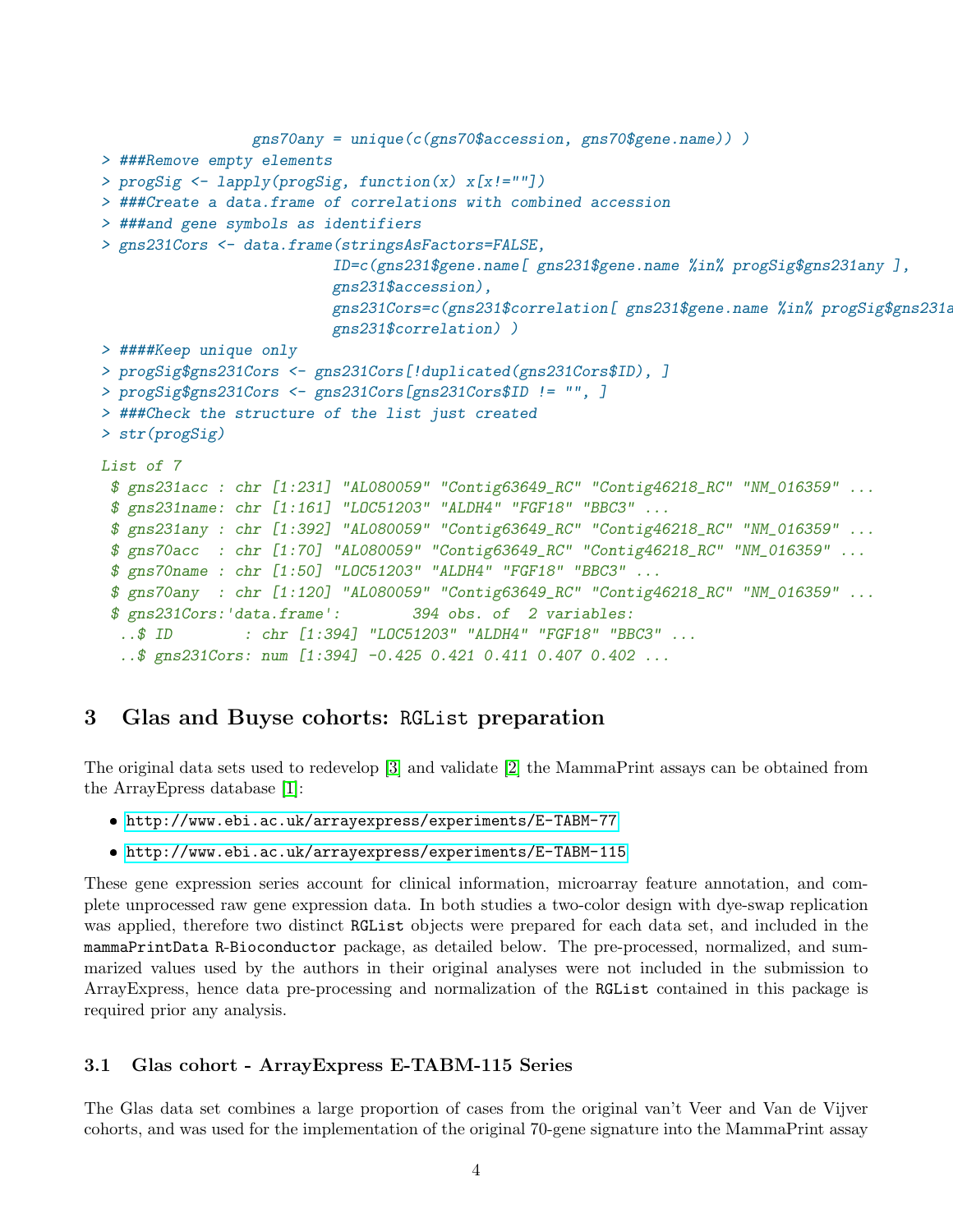```
                  gns70any = unique(c(gns70$accession, gns70$gene.name)) )
> ###Remove empty elements
> progSig <- lapply(progSig, function(x) x[x!=""])
> ###Create a data.frame of correlations with combined accession
> ###and gene symbols as identifiers
> gns231Cors <- data.frame(stringsAsFactors=FALSE,
                          ID=c(gns231$gene.name[ gns231$gene.name %in% progSig$gns231any ],
                          gns231$accession),
                          gns231Cors=c(gns231$correlation[ gns231$gene.name %in% progSig$gns231a
                          gns231$correlation) )
> ####Keep unique only
> progSig$gns231Cors <- gns231Cors[!duplicated(gns231Cors$ID), ]
> progSig$gns231Cors <- gns231Cors[gns231Cors$ID != "", ]
> ###Check the structure of the list just created
> str(progSig)
```

```
List of 7
 $ gns231acc : chr [1:231] "AL080059" "Contig63649_RC" "Contig46218_RC" "NM_016359" ...
 $ gns231name: chr [1:161] "LOC51203" "ALDH4" "FGF18" "BBC3" ...
 $ gns231any : chr [1:392] "AL080059" "Contig63649_RC" "Contig46218_RC" "NM_016359" ...
 $ gns70acc  : chr [1:70] "AL080059" "Contig63649_RC" "Contig46218_RC" "NM_016359" ...
 $ gns70name : chr [1:50] "LOC51203" "ALDH4" "FGF18" "BBC3" ...
 $ gns70any  : chr [1:120] "AL080059" "Contig63649_RC" "Contig46218_RC" "NM_016359" ...
 $ gns231Cors:'data.frame':        394 obs. of  2 variables:
  ..$ ID        : chr [1:394] "LOC51203" "ALDH4" "FGF18" "BBC3" ...
  ..$ gns231Cors: num [1:394] -0.425 0.421 0.411 0.407 0.402 ...
```

## 3 Glas and Buyse cohorts: RGList preparation

The original data sets used to redevelop [3] and validate [2] the MammaPrint assays can be obtained from the ArrayEpress database [1]:

- http://www.ebi.ac.uk/arrayexpress/experiments/E-TABM-77
- http://www.ebi.ac.uk/arrayexpress/experiments/E-TABM-115

These gene expression series account for clinical information, microarray feature annotation, and complete unprocessed raw gene expression data. In both studies a two-color design with dye-swap replication was applied, therefore two distinct RGList objects were prepared for each data set, and included in the mammaPrintData R-Bioconductor package, as detailed below. The pre-processed, normalized, and summarized values used by the authors in their original analyses were not included in the submission to ArrayExpress, hence data pre-processing and normalization of the RGList contained in this package is required prior any analysis.

### 3.1 Glas cohort - ArrayExpress E-TABM-115 Series

The Glas data set combines a large proportion of cases from the original van't Veer and Van de Vijver cohorts, and was used for the implementation of the original 70-gene signature into the MammaPrint assay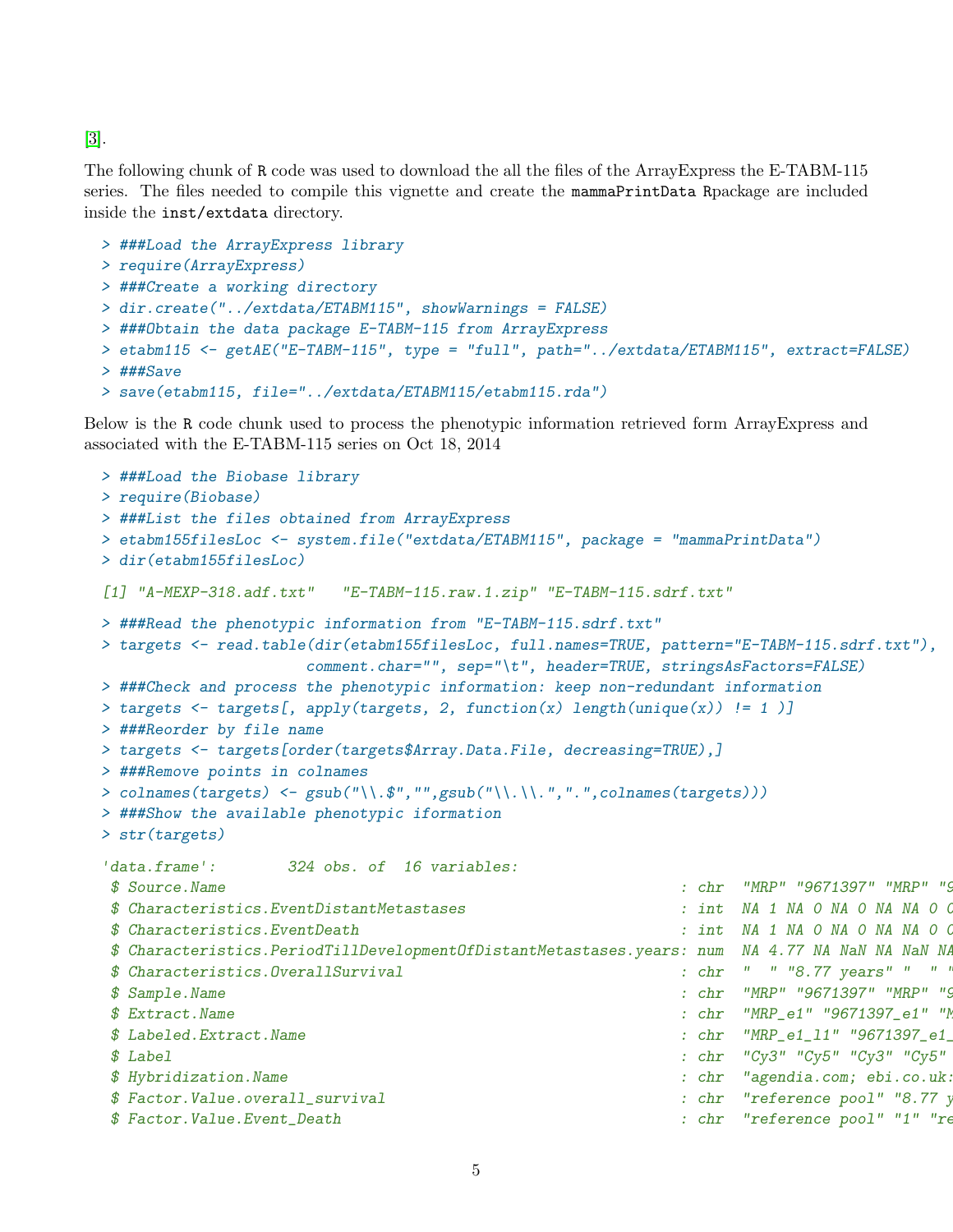[3].

The following chunk of R code was used to download the all the files of the ArrayExpress the E-TABM-115 series. The files needed to compile this vignette and create the mammaPrintData Rpackage are included inside the inst/extdata directory.

```
> ###Load the ArrayExpress library
> require(ArrayExpress)
> ###Create a working directory
> dir.create("../extdata/ETABM115", showWarnings = FALSE)
> ###Obtain the data package E-TABM-115 from ArrayExpress
> etabm115 <- getAE("E-TABM-115", type = "full", path="../extdata/ETABM115", extract=FALSE)
> ###Save
> save(etabm115, file="../extdata/ETABM115/etabm115.rda")
```

Below is the R code chunk used to process the phenotypic information retrieved form ArrayExpress and associated with the E-TABM-115 series on Oct 18, 2014

```
> ###Load the Biobase library
> require(Biobase)
> ###List the files obtained from ArrayExpress
> etabm155filesLoc <- system.file("extdata/ETABM115", package = "mammaPrintData")
> dir(etabm155filesLoc)

[1] "A-MEXP-318.adf.txt"   "E-TABM-115.raw.1.zip" "E-TABM-115.sdrf.txt"

> ###Read the phenotypic information from "E-TABM-115.sdrf.txt"
> targets <- read.table(dir(etabm155filesLoc, full.names=TRUE, pattern="E-TABM-115.sdrf.txt"),
                        comment.char="", sep="\t", header=TRUE, stringsAsFactors=FALSE)
> ###Check and process the phenotypic information: keep non-redundant information
> targets <- targets[, apply(targets, 2, function(x) length(unique(x)) != 1 )]
> ###Reorder by file name
> targets <- targets[order(targets$Array.Data.File, decreasing=TRUE),]
> ###Remove points in colnames
> colnames(targets) <- gsub("\\.$","",gsub("\\.\\.",".",colnames(targets)))
> ###Show the available phenotypic iformation
> str(targets)

'data.frame':        324 obs. of  16 variables:
 $ Source.Name                                                  : chr  "MRP" "9671397" "MRP" "9
 $ Characteristics.EventDistantMetastases                       : int  NA 1 NA 0 NA 0 NA NA 0 0
 $ Characteristics.EventDeath                                   : int  NA 1 NA 0 NA 0 NA NA 0 0
 $ Characteristics.PeriodTillDevelopmentOfDistantMetastases.years: num  NA 4.77 NA NaN NA NaN NA
 $ Characteristics.OverallSurvival                              : chr  "  " "8.77 years" "  " "
 $ Sample.Name                                                  : chr  "MRP" "9671397" "MRP" "9
 $ Extract.Name                                                 : chr  "MRP_e1" "9671397_e1" "M
 $ Labeled.Extract.Name                                         : chr  "MRP_e1_l1" "9671397_e1_
 $ Label                                                        : chr  "Cy3" "Cy5" "Cy3" "Cy5"
 $ Hybridization.Name                                           : chr  "agendia.com; ebi.co.uk:
 $ Factor.Value.overall_survival                                : chr  "reference pool" "8.77 y
 $ Factor.Value.Event_Death                                     : chr  "reference pool" "1" "re
```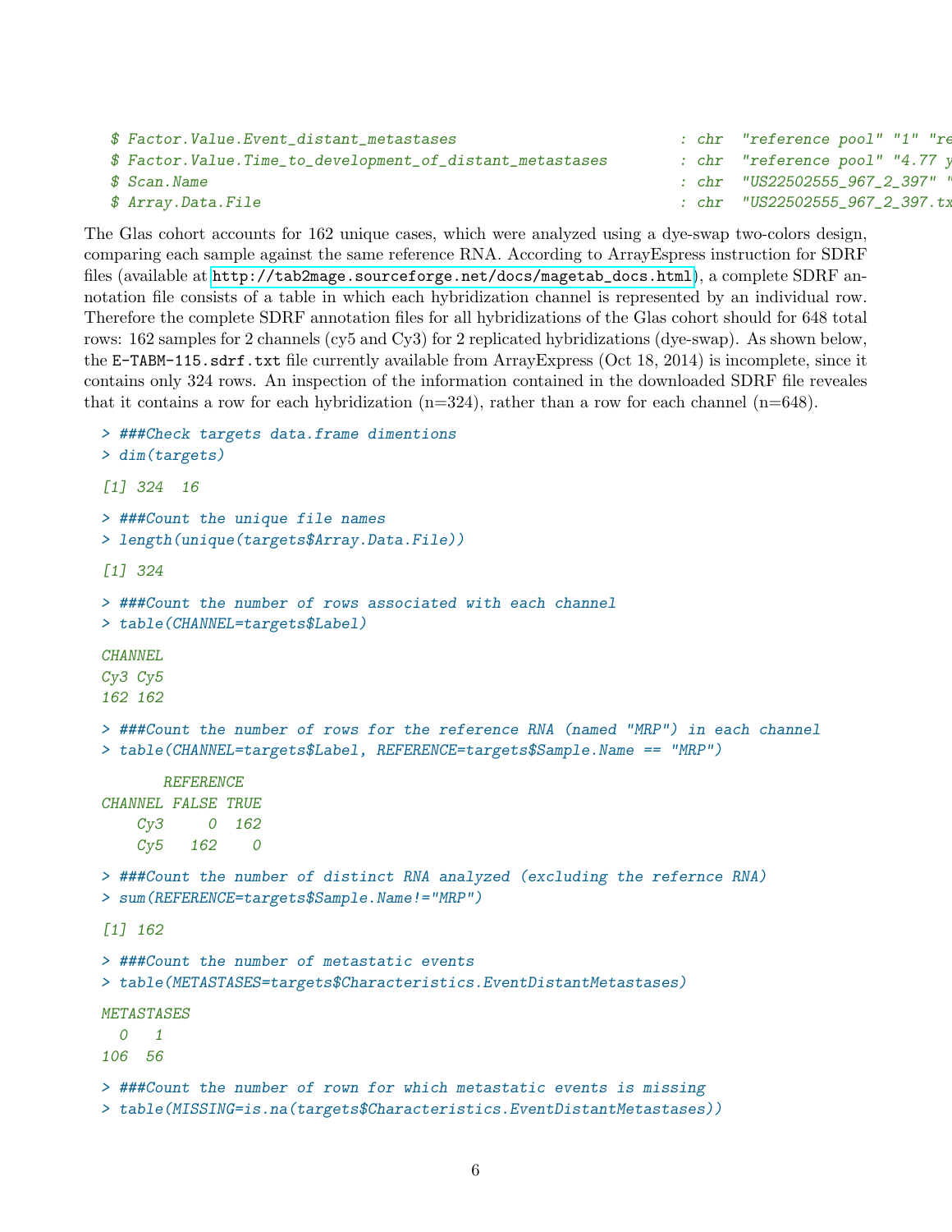```
 $ Factor.Value.Event_distant_metastases                         : chr  "reference pool" "1" "re
 $ Factor.Value.Time_to_development_of_distant_metastases        : chr  "reference pool" "4.77 y
 $ Scan.Name                                                     : chr  "US22502555_967_2_397" "
 $ Array.Data.File                                               : chr  "US22502555_967_2_397.tx
```

The Glas cohort accounts for 162 unique cases, which were analyzed using a dye-swap two-colors design, comparing each sample against the same reference RNA. According to ArrayEspress instruction for SDRF files (available at http://tab2mage.sourceforge.net/docs/magetab_docs.html), a complete SDRF annotation file consists of a table in which each hybridization channel is represented by an individual row. Therefore the complete SDRF annotation files for all hybridizations of the Glas cohort should for 648 total rows: 162 samples for 2 channels (cy5 and Cy3) for 2 replicated hybridizations (dye-swap). As shown below, the `E-TABM-115.sdrf.txt` file currently available from ArrayExpress (Oct 18, 2014) is incomplete, since it contains only 324 rows. An inspection of the information contained in the downloaded SDRF file reveales that it contains a row for each hybridization (n=324), rather than a row for each channel (n=648).

```
> ###Check targets data.frame dimentions
> dim(targets)

[1] 324  16

> ###Count the unique file names
> length(unique(targets$Array.Data.File))

[1] 324

> ###Count the number of rows associated with each channel
> table(CHANNEL=targets$Label)

CHANNEL
Cy3 Cy5
162 162

> ###Count the number of rows for the reference RNA (named "MRP") in each channel
> table(CHANNEL=targets$Label, REFERENCE=targets$Sample.Name == "MRP")

       REFERENCE
CHANNEL FALSE TRUE
    Cy3     0  162
    Cy5   162    0

> ###Count the number of distinct RNA analyzed (excluding the refernce RNA)
> sum(REFERENCE=targets$Sample.Name!="MRP")

[1] 162

> ###Count the number of metastatic events
> table(METASTASES=targets$Characteristics.EventDistantMetastases)

METASTASES
  0   1
106  56

> ###Count the number of rown for which metastatic events is missing
> table(MISSING=is.na(targets$Characteristics.EventDistantMetastases))
```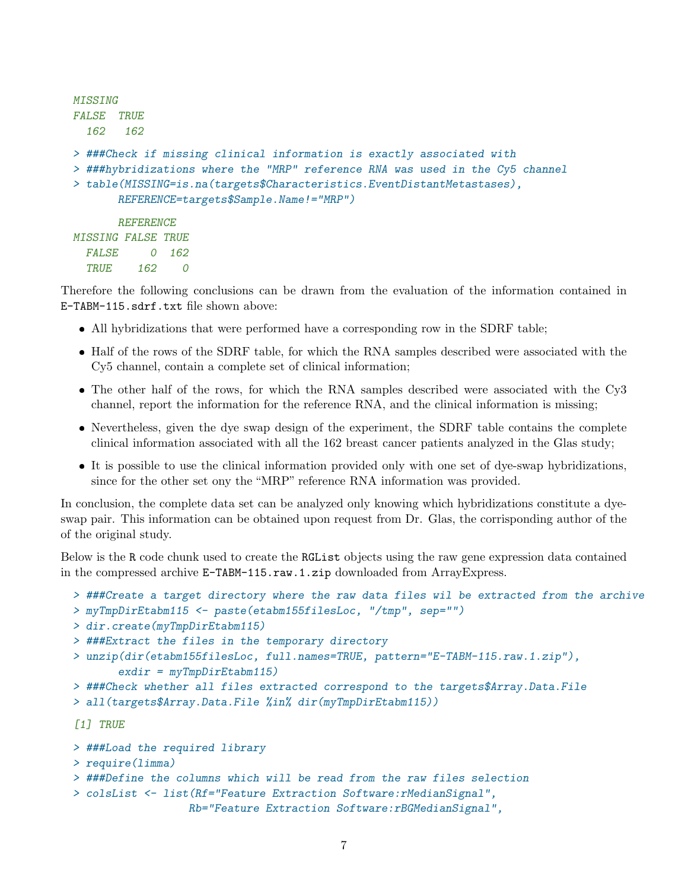```
MISSING
FALSE  TRUE
  162   162
```

```
> ###Check if missing clinical information is exactly associated with
> ###hybridizations where the "MRP" reference RNA was used in the Cy5 channel
> table(MISSING=is.na(targets$Characteristics.EventDistantMetastases),
       REFERENCE=targets$Sample.Name!="MRP")
```

```
       REFERENCE
MISSING FALSE TRUE
  FALSE     0  162
  TRUE    162    0
```

Therefore the following conclusions can be drawn from the evaluation of the information contained in E-TABM-115.sdrf.txt file shown above:

- All hybridizations that were performed have a corresponding row in the SDRF table;
- Half of the rows of the SDRF table, for which the RNA samples described were associated with the Cy5 channel, contain a complete set of clinical information;
- The other half of the rows, for which the RNA samples described were associated with the Cy3 channel, report the information for the reference RNA, and the clinical information is missing;
- Nevertheless, given the dye swap design of the experiment, the SDRF table contains the complete clinical information associated with all the 162 breast cancer patients analyzed in the Glas study;
- It is possible to use the clinical information provided only with one set of dye-swap hybridizations, since for the other set ony the "MRP" reference RNA information was provided.

In conclusion, the complete data set can be analyzed only knowing which hybridizations constitute a dye-swap pair. This information can be obtained upon request from Dr. Glas, the corrisponding author of the of the original study.

Below is the R code chunk used to create the RGList objects using the raw gene expression data contained in the compressed archive E-TABM-115.raw.1.zip downloaded from ArrayExpress.

```
> ###Create a target directory where the raw data files wil be extracted from the archive
> myTmpDirEtabm115 <- paste(etabm155filesLoc, "/tmp", sep="")
> dir.create(myTmpDirEtabm115)
> ###Extract the files in the temporary directory
> unzip(dir(etabm155filesLoc, full.names=TRUE, pattern="E-TABM-115.raw.1.zip"),
       exdir = myTmpDirEtabm115)
> ###Check whether all files extracted correspond to the targets$Array.Data.File
> all(targets$Array.Data.File %in% dir(myTmpDirEtabm115))
```

```
[1] TRUE
```

```
> ###Load the required library
> require(limma)
> ###Define the columns which will be read from the raw files selection
> colsList <- list(Rf="Feature Extraction Software:rMedianSignal",
                  Rb="Feature Extraction Software:rBGMedianSignal",
```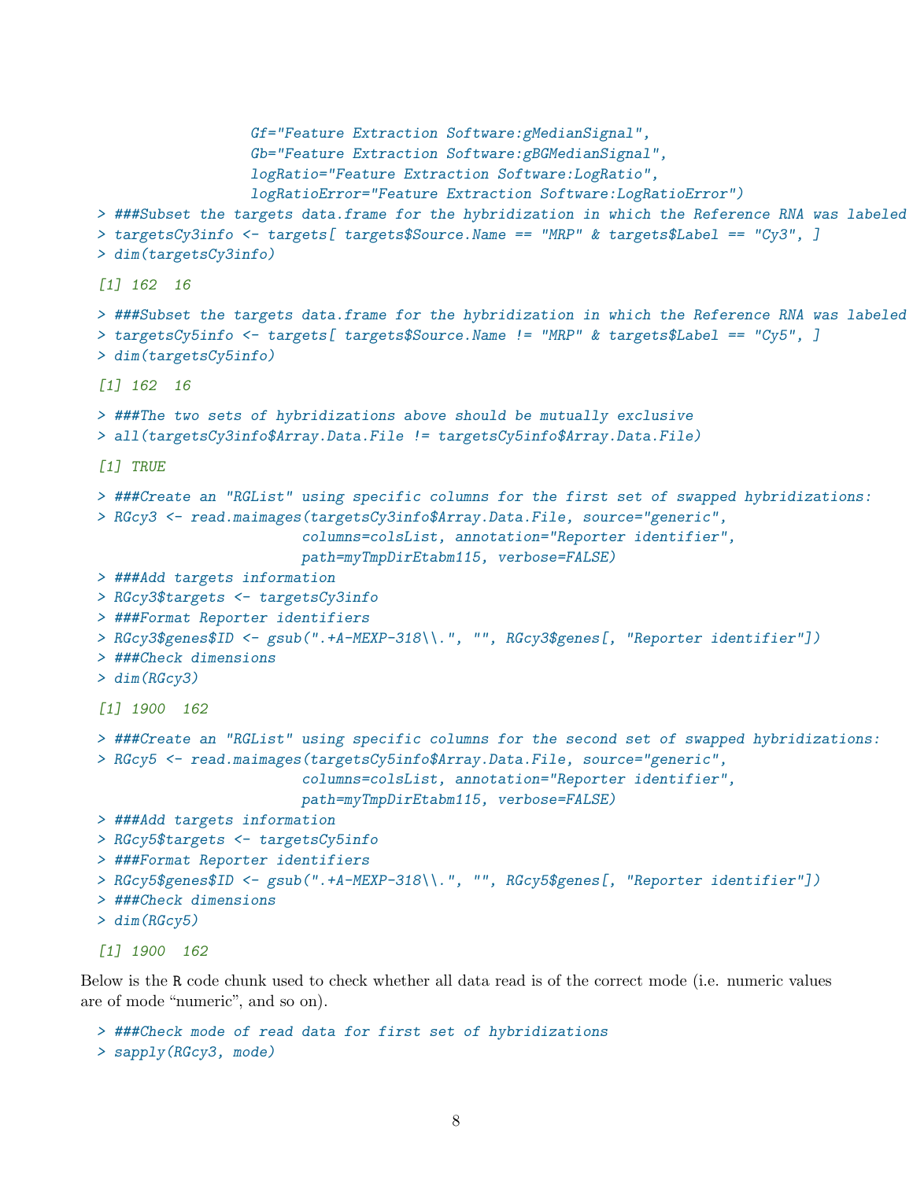```
                  Gf="Feature Extraction Software:gMedianSignal",
                  Gb="Feature Extraction Software:gBGMedianSignal",
                  logRatio="Feature Extraction Software:LogRatio",
                  logRatioError="Feature Extraction Software:LogRatioError")
> ###Subset the targets data.frame for the hybridization in which the Reference RNA was labeled
> targetsCy3info <- targets[ targets$Source.Name == "MRP" & targets$Label == "Cy3", ]
> dim(targetsCy3info)

[1] 162  16

> ###Subset the targets data.frame for the hybridization in which the Reference RNA was labeled
> targetsCy5info <- targets[ targets$Source.Name != "MRP" & targets$Label == "Cy5", ]
> dim(targetsCy5info)

[1] 162  16

> ###The two sets of hybridizations above should be mutually exclusive
> all(targetsCy3info$Array.Data.File != targetsCy5info$Array.Data.File)

[1] TRUE

> ###Create an "RGList" using specific columns for the first set of swapped hybridizations:
> RGcy3 <- read.maimages(targetsCy3info$Array.Data.File, source="generic",
                         columns=colsList, annotation="Reporter identifier",
                         path=myTmpDirEtabm115, verbose=FALSE)
> ###Add targets information
> RGcy3$targets <- targetsCy3info
> ###Format Reporter identifiers
> RGcy3$genes$ID <- gsub(".+A-MEXP-318\\.", "", RGcy3$genes[, "Reporter identifier"])
> ###Check dimensions
> dim(RGcy3)

[1] 1900  162

> ###Create an "RGList" using specific columns for the second set of swapped hybridizations:
> RGcy5 <- read.maimages(targetsCy5info$Array.Data.File, source="generic",
                         columns=colsList, annotation="Reporter identifier",
                         path=myTmpDirEtabm115, verbose=FALSE)
> ###Add targets information
> RGcy5$targets <- targetsCy5info
> ###Format Reporter identifiers
> RGcy5$genes$ID <- gsub(".+A-MEXP-318\\.", "", RGcy5$genes[, "Reporter identifier"])
> ###Check dimensions
> dim(RGcy5)

[1] 1900  162
```

Below is the R code chunk used to check whether all data read is of the correct mode (i.e. numeric values are of mode "numeric", and so on).

```
> ###Check mode of read data for first set of hybridizations
> sapply(RGcy3, mode)
```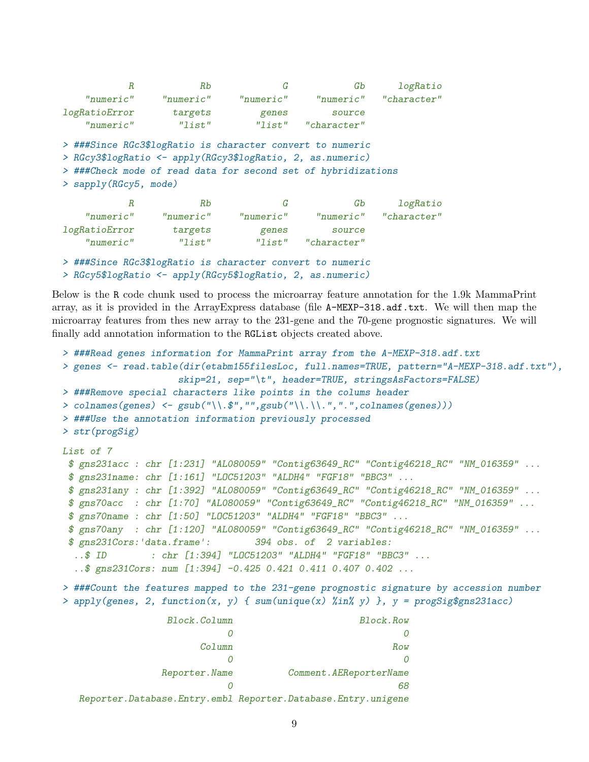```
            R            Rb             G            Gb      logRatio
    "numeric"     "numeric"     "numeric"     "numeric"   "character"
logRatioError       targets         genes        source
    "numeric"        "list"        "list"   "character"
```

```
> ###Since RGc3$logRatio is character convert to numeric
> RGcy3$logRatio <- apply(RGcy3$logRatio, 2, as.numeric)
> ###Check mode of read data for second set of hybridizations
> sapply(RGcy5, mode)
```

```
            R            Rb             G            Gb      logRatio
    "numeric"     "numeric"     "numeric"     "numeric"   "character"
logRatioError       targets         genes        source
    "numeric"        "list"        "list"   "character"
```

```
> ###Since RGc3$logRatio is character convert to numeric
> RGcy5$logRatio <- apply(RGcy5$logRatio, 2, as.numeric)
```

Below is the R code chunk used to process the microarray feature annotation for the 1.9k MammaPrint array, as it is provided in the ArrayExpress database (file A-MEXP-318.adf.txt. We will then map the microarray features from thes new array to the 231-gene and the 70-gene prognostic signatures. We will finally add annotation information to the RGList objects created above.

```
> ###Read genes information for MammaPrint array from the A-MEXP-318.adf.txt
> genes <- read.table(dir(etabm155filesLoc, full.names=TRUE, pattern="A-MEXP-318.adf.txt"),
                    skip=21, sep="\t", header=TRUE, stringsAsFactors=FALSE)
> ###Remove special characters like points in the colums header
> colnames(genes) <- gsub("\\.$","",gsub("\\.\\.",".",colnames(genes)))
> ###Use the annotation information previously processed
> str(progSig)
```

```
List of 7
 $ gns231acc : chr [1:231] "AL080059" "Contig63649_RC" "Contig46218_RC" "NM_016359" ...
 $ gns231name: chr [1:161] "LOC51203" "ALDH4" "FGF18" "BBC3" ...
 $ gns231any : chr [1:392] "AL080059" "Contig63649_RC" "Contig46218_RC" "NM_016359" ...
 $ gns70acc  : chr [1:70] "AL080059" "Contig63649_RC" "Contig46218_RC" "NM_016359" ...
 $ gns70name : chr [1:50] "LOC51203" "ALDH4" "FGF18" "BBC3" ...
 $ gns70any  : chr [1:120] "AL080059" "Contig63649_RC" "Contig46218_RC" "NM_016359" ...
 $ gns231Cors:'data.frame':        394 obs. of  2 variables:
  ..$ ID        : chr [1:394] "LOC51203" "ALDH4" "FGF18" "BBC3" ...
  ..$ gns231Cors: num [1:394] -0.425 0.421 0.411 0.407 0.402 ...
```

```
> ###Count the features mapped to the 231-gene prognostic signature by accession number
> apply(genes, 2, function(x, y) { sum(unique(x) %in% y) }, y = progSig$gns231acc)
```

```
                 Block.Column                       Block.Row
                            0                               0
                       Column                             Row
                            0                               0
                Reporter.Name          Comment.AEReporterName
                            0                              68
  Reporter.Database.Entry.embl Reporter.Database.Entry.unigene
```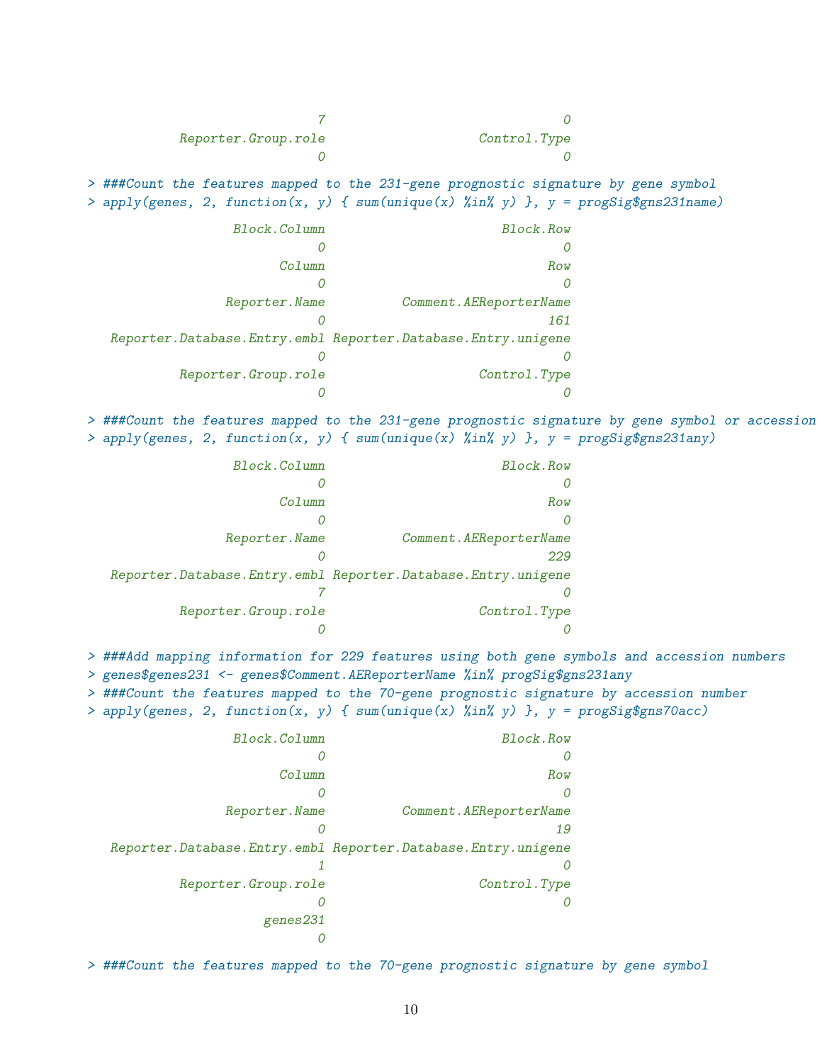```
                            7                                0
           Reporter.Group.role                    Control.Type
                            0                                0
> ###Count the features mapped to the 231-gene prognostic signature by gene symbol
> apply(genes, 2, function(x, y) { sum(unique(x) %in% y) }, y = progSig$gns231name)
                  Block.Column                       Block.Row
                            0                                0
                       Column                              Row
                            0                                0
                 Reporter.Name          Comment.AEReporterName
                            0                              161
  Reporter.Database.Entry.embl Reporter.Database.Entry.unigene
                            0                                0
           Reporter.Group.role                    Control.Type
                            0                                0
> ###Count the features mapped to the 231-gene prognostic signature by gene symbol or accession
> apply(genes, 2, function(x, y) { sum(unique(x) %in% y) }, y = progSig$gns231any)
                  Block.Column                       Block.Row
                            0                                0
                       Column                              Row
                            0                                0
                 Reporter.Name          Comment.AEReporterName
                            0                              229
  Reporter.Database.Entry.embl Reporter.Database.Entry.unigene
                            7                                0
           Reporter.Group.role                    Control.Type
                            0                                0
> ###Add mapping information for 229 features using both gene symbols and accession numbers
> genes$genes231 <- genes$Comment.AEReporterName %in% progSig$gns231any
> ###Count the features mapped to the 70-gene prognostic signature by accession number
> apply(genes, 2, function(x, y) { sum(unique(x) %in% y) }, y = progSig$gns70acc)
                  Block.Column                       Block.Row
                            0                                0
                       Column                              Row
                            0                                0
                 Reporter.Name          Comment.AEReporterName
                            0                               19
  Reporter.Database.Entry.embl Reporter.Database.Entry.unigene
                            1                                0
           Reporter.Group.role                    Control.Type
                            0                                0
                     genes231
                            0
> ###Count the features mapped to the 70-gene prognostic signature by gene symbol
```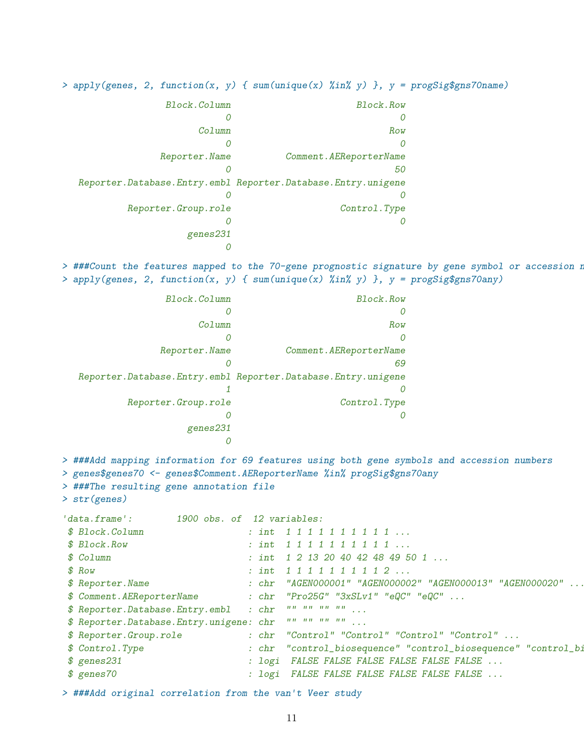```
> apply(genes, 2, function(x, y) { sum(unique(x) %in% y) }, y = progSig$gns70name)
                  Block.Column                        Block.Row 
                             0                                0 
                        Column                              Row 
                             0                                0 
                 Reporter.Name          Comment.AEReporterName 
                             0                               50 
  Reporter.Database.Entry.embl Reporter.Database.Entry.unigene 
                             0                                0 
           Reporter.Group.role                     Control.Type 
                             0                                0 
                      genes231 
                             0 
> ###Count the features mapped to the 70-gene prognostic signature by gene symbol or accession n
> apply(genes, 2, function(x, y) { sum(unique(x) %in% y) }, y = progSig$gns70any)
                  Block.Column                        Block.Row 
                             0                                0 
                        Column                              Row 
                             0                                0 
                 Reporter.Name          Comment.AEReporterName 
                             0                               69 
  Reporter.Database.Entry.embl Reporter.Database.Entry.unigene 
                             1                                0 
           Reporter.Group.role                     Control.Type 
                             0                                0 
                      genes231 
                             0 
> ###Add mapping information for 69 features using both gene symbols and accession numbers
> genes$genes70 <- genes$Comment.AEReporterName %in% progSig$gns70any
> ###The resulting gene annotation file
> str(genes)
'data.frame':	1900 obs. of  12 variables:
 $ Block.Column                   : int  1 1 1 1 1 1 1 1 1 1 ...
 $ Block.Row                      : int  1 1 1 1 1 1 1 1 1 1 ...
 $ Column                         : int  1 2 13 20 40 42 48 49 50 1 ...
 $ Row                            : int  1 1 1 1 1 1 1 1 1 2 ...
 $ Reporter.Name                  : chr  "AGEN000001" "AGEN000002" "AGEN000013" "AGEN000020" ...
 $ Comment.AEReporterName         : chr  "Pro25G" "3xSLv1" "eQC" "eQC" ...
 $ Reporter.Database.Entry.embl   : chr  "" "" "" "" ...
 $ Reporter.Database.Entry.unigene: chr  "" "" "" "" ...
 $ Reporter.Group.role            : chr  "Control" "Control" "Control" "Control" ...
 $ Control.Type                   : chr  "control_biosequence" "control_biosequence" "control_bi
 $ genes231                       : logi  FALSE FALSE FALSE FALSE FALSE FALSE ...
 $ genes70                        : logi  FALSE FALSE FALSE FALSE FALSE FALSE ...
> ###Add original correlation from the van't Veer study
```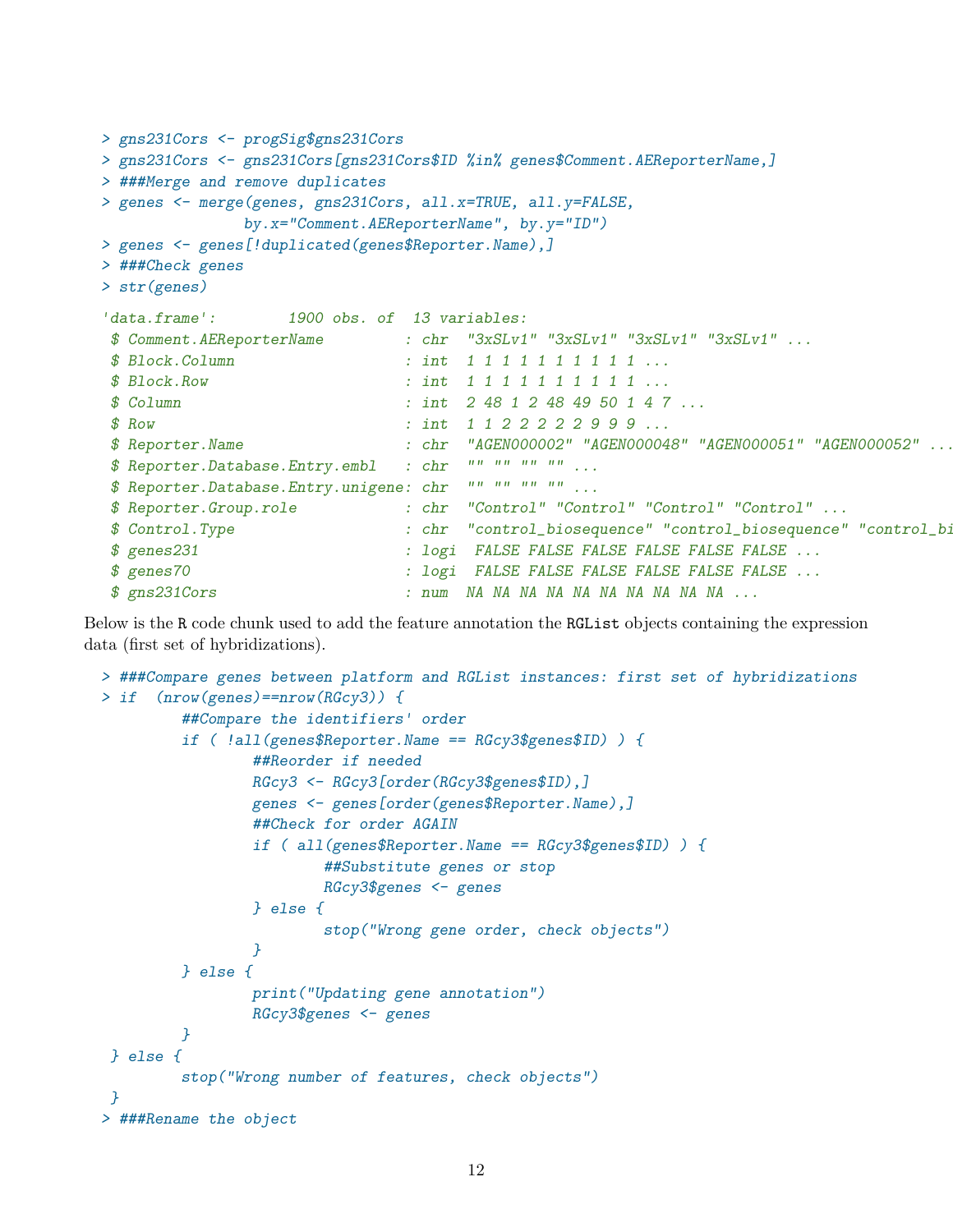```
> gns231Cors <- progSig$gns231Cors
> gns231Cors <- gns231Cors[gns231Cors$ID %in% genes$Comment.AEReporterName,]
> ###Merge and remove duplicates
> genes <- merge(genes, gns231Cors, all.x=TRUE, all.y=FALSE,
                by.x="Comment.AEReporterName", by.y="ID")
> genes <- genes[!duplicated(genes$Reporter.Name),]
> ###Check genes
> str(genes)
```

```
'data.frame':        1900 obs. of  13 variables:
 $ Comment.AEReporterName         : chr  "3xSLv1" "3xSLv1" "3xSLv1" "3xSLv1" ...
 $ Block.Column                   : int  1 1 1 1 1 1 1 1 1 1 ...
 $ Block.Row                      : int  1 1 1 1 1 1 1 1 1 1 ...
 $ Column                         : int  2 48 1 2 48 49 50 1 4 7 ...
 $ Row                            : int  1 1 2 2 2 2 2 9 9 9 ...
 $ Reporter.Name                  : chr  "AGEN000002" "AGEN000048" "AGEN000051" "AGEN000052" ...
 $ Reporter.Database.Entry.embl   : chr  "" "" "" "" ...
 $ Reporter.Database.Entry.unigene: chr  "" "" "" "" ...
 $ Reporter.Group.role            : chr  "Control" "Control" "Control" "Control" ...
 $ Control.Type                   : chr  "control_biosequence" "control_biosequence" "control_bi
 $ genes231                       : logi  FALSE FALSE FALSE FALSE FALSE FALSE ...
 $ genes70                        : logi  FALSE FALSE FALSE FALSE FALSE FALSE ...
 $ gns231Cors                     : num  NA NA NA NA NA NA NA NA NA NA ...
```

Below is the R code chunk used to add the feature annotation the RGList objects containing the expression data (first set of hybridizations).

```
> ###Compare genes between platform and RGList instances: first set of hybridizations
> if  (nrow(genes)==nrow(RGcy3)) {
        ##Compare the identifiers' order
        if ( !all(genes$Reporter.Name == RGcy3$genes$ID) ) {
                ##Reorder if needed
                RGcy3 <- RGcy3[order(RGcy3$genes$ID),]
                genes <- genes[order(genes$Reporter.Name),]
                ##Check for order AGAIN
                if ( all(genes$Reporter.Name == RGcy3$genes$ID) ) {
                        ##Substitute genes or stop
                        RGcy3$genes <- genes
                } else {
                        stop("Wrong gene order, check objects")
                }
        } else {
                print("Updating gene annotation")
                RGcy3$genes <- genes
        }
 } else {
        stop("Wrong number of features, check objects")
 }
> ###Rename the object
```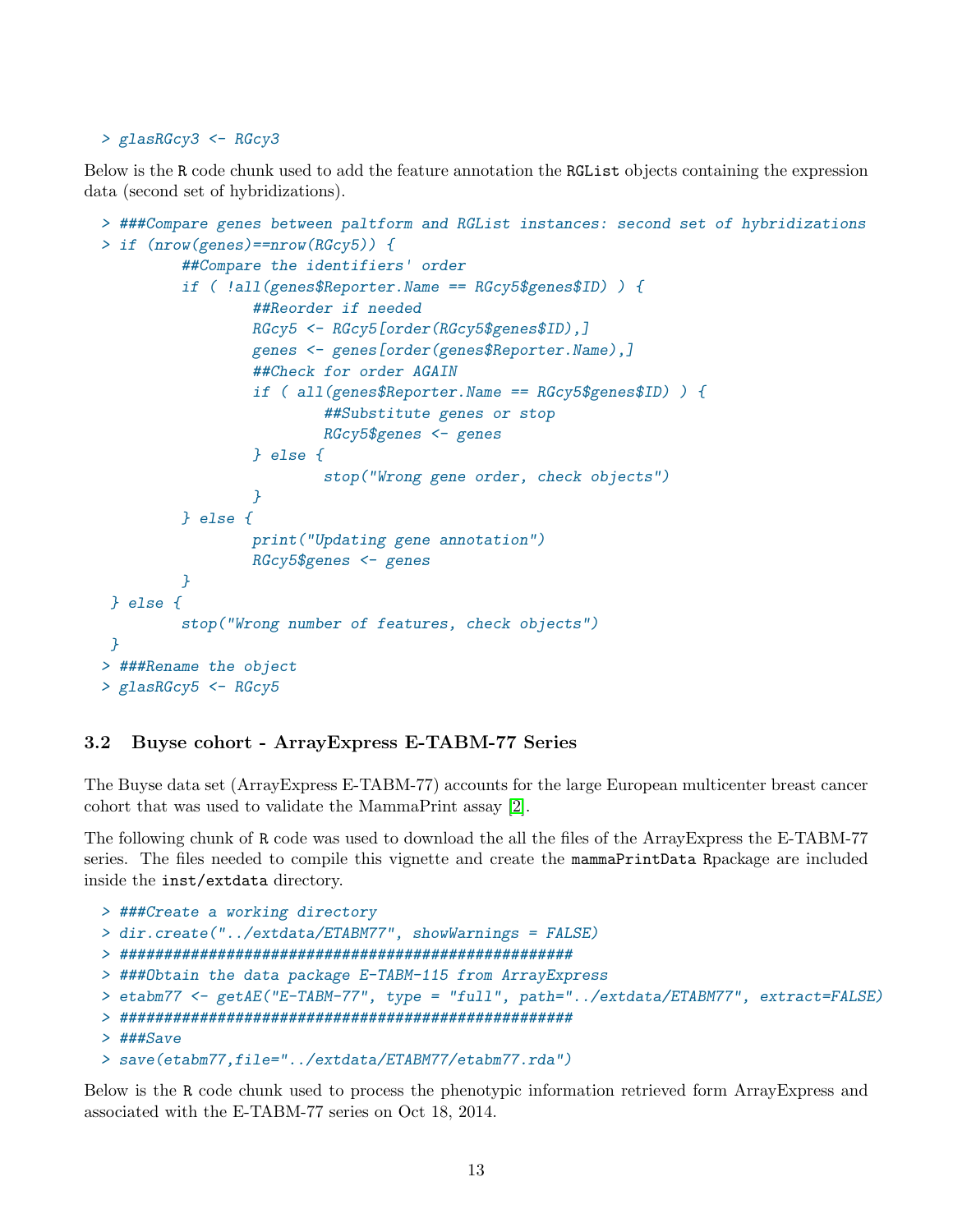```
> glasRGcy3 <- RGcy3
```

Below is the R code chunk used to add the feature annotation the RGList objects containing the expression data (second set of hybridizations).

```
> ###Compare genes between paltform and RGList instances: second set of hybridizations
> if (nrow(genes)==nrow(RGcy5)) {
        ##Compare the identifiers' order
        if ( !all(genes$Reporter.Name == RGcy5$genes$ID) ) {
                ##Reorder if needed
                RGcy5 <- RGcy5[order(RGcy5$genes$ID),]
                genes <- genes[order(genes$Reporter.Name),]
                ##Check for order AGAIN
                if ( all(genes$Reporter.Name == RGcy5$genes$ID) ) {
                        ##Substitute genes or stop
                        RGcy5$genes <- genes
                } else {
                        stop("Wrong gene order, check objects")
                }
        } else {
                print("Updating gene annotation")
                RGcy5$genes <- genes
        }
 } else {
        stop("Wrong number of features, check objects")
 }
> ###Rename the object
> glasRGcy5 <- RGcy5
```

### 3.2 Buyse cohort - ArrayExpress E-TABM-77 Series

The Buyse data set (ArrayExpress E-TABM-77) accounts for the large European multicenter breast cancer cohort that was used to validate the MammaPrint assay [2].

The following chunk of R code was used to download the all the files of the ArrayExpress the E-TABM-77 series. The files needed to compile this vignette and create the mammaPrintData Rpackage are included inside the inst/extdata directory.

```
> ###Create a working directory
> dir.create("../extdata/ETABM77", showWarnings = FALSE)
> ##################################################
> ###Obtain the data package E-TABM-115 from ArrayExpress
> etabm77 <- getAE("E-TABM-77", type = "full", path="../extdata/ETABM77", extract=FALSE)
> ##################################################
> ###Save
> save(etabm77,file="../extdata/ETABM77/etabm77.rda")
```

Below is the R code chunk used to process the phenotypic information retrieved form ArrayExpress and associated with the E-TABM-77 series on Oct 18, 2014.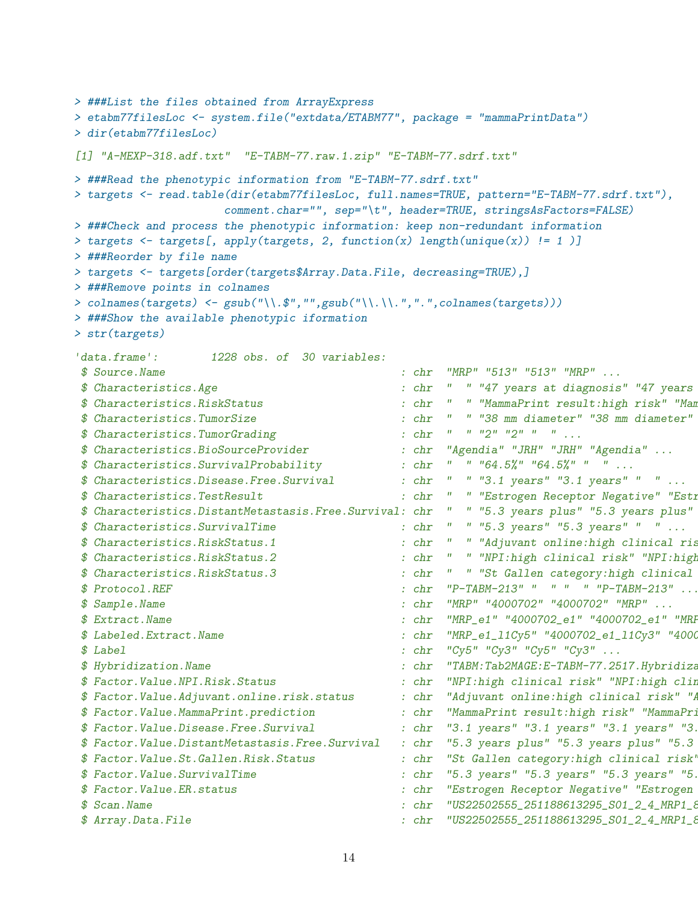```
> ###List the files obtained from ArrayExpress
> etabm77filesLoc <- system.file("extdata/ETABM77", package = "mammaPrintData")
> dir(etabm77filesLoc)

[1] "A-MEXP-318.adf.txt"  "E-TABM-77.raw.1.zip" "E-TABM-77.sdrf.txt"

> ###Read the phenotypic information from "E-TABM-77.sdrf.txt"
> targets <- read.table(dir(etabm77filesLoc, full.names=TRUE, pattern="E-TABM-77.sdrf.txt"),
                        comment.char="", sep="\t", header=TRUE, stringsAsFactors=FALSE)
> ###Check and process the phenotypic information: keep non-redundant information
> targets <- targets[, apply(targets, 2, function(x) length(unique(x)) != 1 )]
> ###Reorder by file name
> targets <- targets[order(targets$Array.Data.File, decreasing=TRUE),]
> ###Remove points in colnames
> colnames(targets) <- gsub("\\.$","",gsub("\\.\\.",".",colnames(targets)))
> ###Show the available phenotypic iformation
> str(targets)

'data.frame':        1228 obs. of  30 variables:
 $ Source.Name                                    : chr  "MRP" "513" "513" "MRP" ...
 $ Characteristics.Age                            : chr  "  " "47 years at diagnosis" "47 years
 $ Characteristics.RiskStatus                     : chr  "  " "MammaPrint result:high risk" "Mam
 $ Characteristics.TumorSize                      : chr  "  " "38 mm diameter" "38 mm diameter"
 $ Characteristics.TumorGrading                   : chr  "  " "2" "2" "  " ...
 $ Characteristics.BioSourceProvider              : chr  "Agendia" "JRH" "JRH" "Agendia" ...
 $ Characteristics.SurvivalProbability            : chr  "  " "64.5%" "64.5%" "  " ...
 $ Characteristics.Disease.Free.Survival          : chr  "  " "3.1 years" "3.1 years" "  " ...
 $ Characteristics.TestResult                     : chr  "  " "Estrogen Receptor Negative" "Estr
 $ Characteristics.DistantMetastasis.Free.Survival: chr  "  " "5.3 years plus" "5.3 years plus"
 $ Characteristics.SurvivalTime                   : chr  "  " "5.3 years" "5.3 years" "  " ...
 $ Characteristics.RiskStatus.1                   : chr  "  " "Adjuvant online:high clinical ris
 $ Characteristics.RiskStatus.2                   : chr  "  " "NPI:high clinical risk" "NPI:high
 $ Characteristics.RiskStatus.3                   : chr  "  " "St Gallen category:high clinical
 $ Protocol.REF                                   : chr  "P-TABM-213" "  " "  " "P-TABM-213" ...
 $ Sample.Name                                    : chr  "MRP" "4000702" "4000702" "MRP" ...
 $ Extract.Name                                   : chr  "MRP_e1" "4000702_e1" "4000702_e1" "MRP
 $ Labeled.Extract.Name                           : chr  "MRP_e1_l1Cy5" "4000702_e1_l1Cy3" "4000
 $ Label                                          : chr  "Cy5" "Cy3" "Cy5" "Cy3" ...
 $ Hybridization.Name                             : chr  "TABM:Tab2MAGE:E-TABM-77.2517.Hybridiza
 $ Factor.Value.NPI.Risk.Status                   : chr  "NPI:high clinical risk" "NPI:high clin
 $ Factor.Value.Adjuvant.online.risk.status       : chr  "Adjuvant online:high clinical risk" "A
 $ Factor.Value.MammaPrint.prediction             : chr  "MammaPrint result:high risk" "MammaPri
 $ Factor.Value.Disease.Free.Survival             : chr  "3.1 years" "3.1 years" "3.1 years" "3.
 $ Factor.Value.DistantMetastasis.Free.Survival   : chr  "5.3 years plus" "5.3 years plus" "5.3
 $ Factor.Value.St.Gallen.Risk.Status             : chr  "St Gallen category:high clinical risk"
 $ Factor.Value.SurvivalTime                      : chr  "5.3 years" "5.3 years" "5.3 years" "5.
 $ Factor.Value.ER.status                         : chr  "Estrogen Receptor Negative" "Estrogen
 $ Scan.Name                                      : chr  "US22502555_251188613295_S01_2_4_MRP1_8
 $ Array.Data.File                                : chr  "US22502555_251188613295_S01_2_4_MRP1_8
```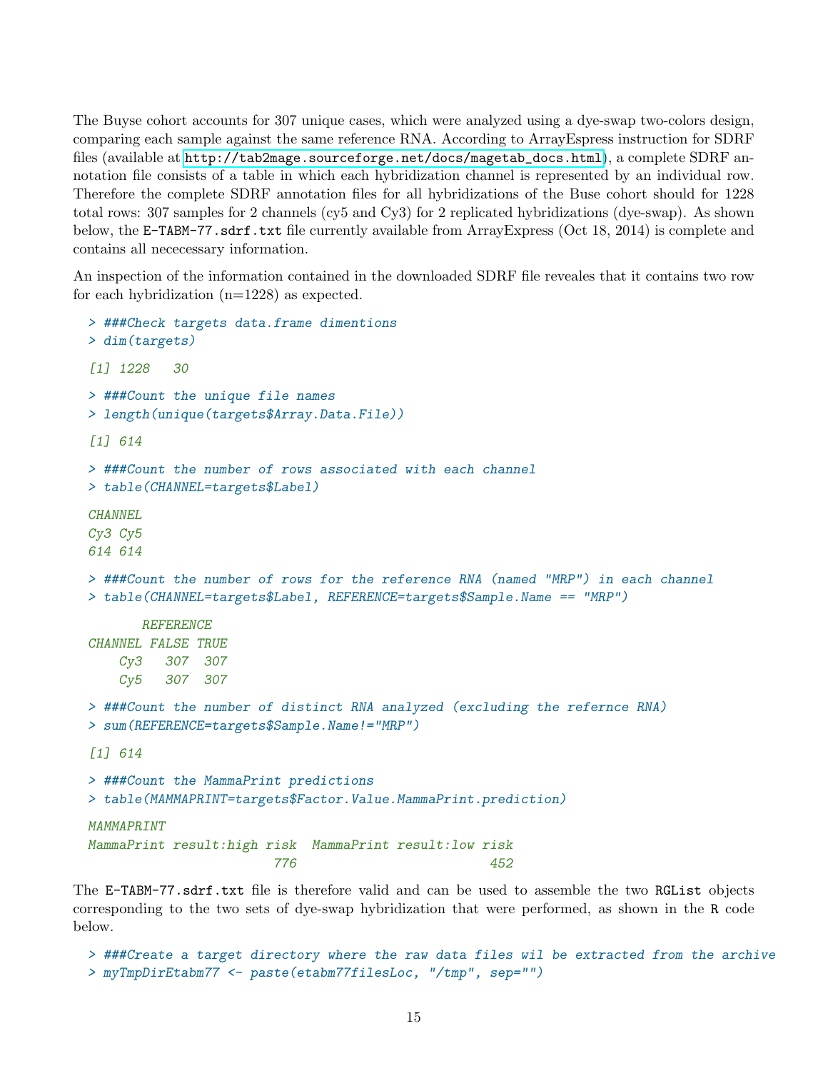The Buyse cohort accounts for 307 unique cases, which were analyzed using a dye-swap two-colors design, comparing each sample against the same reference RNA. According to ArrayEspress instruction for SDRF files (available at http://tab2mage.sourceforge.net/docs/magetab_docs.html), a complete SDRF annotation file consists of a table in which each hybridization channel is represented by an individual row. Therefore the complete SDRF annotation files for all hybridizations of the Buse cohort should for 1228 total rows: 307 samples for 2 channels (cy5 and Cy3) for 2 replicated hybridizations (dye-swap). As shown below, the E-TABM-77.sdrf.txt file currently available from ArrayExpress (Oct 18, 2014) is complete and contains all nececessary information.

An inspection of the information contained in the downloaded SDRF file reveales that it contains two row for each hybridization (n=1228) as expected.

```
> ###Check targets data.frame dimentions
> dim(targets)

[1] 1228   30

> ###Count the unique file names
> length(unique(targets$Array.Data.File))

[1] 614

> ###Count the number of rows associated with each channel
> table(CHANNEL=targets$Label)

CHANNEL
Cy3 Cy5
614 614

> ###Count the number of rows for the reference RNA (named "MRP") in each channel
> table(CHANNEL=targets$Label, REFERENCE=targets$Sample.Name == "MRP")

       REFERENCE
CHANNEL FALSE TRUE
    Cy3   307  307
    Cy5   307  307

> ###Count the number of distinct RNA analyzed (excluding the refernce RNA)
> sum(REFERENCE=targets$Sample.Name!="MRP")

[1] 614

> ###Count the MammaPrint predictions
> table(MAMMAPRINT=targets$Factor.Value.MammaPrint.prediction)

MAMMAPRINT
MammaPrint result:high risk  MammaPrint result:low risk
                        776                         452
```

The E-TABM-77.sdrf.txt file is therefore valid and can be used to assemble the two RGList objects corresponding to the two sets of dye-swap hybridization that were performed, as shown in the R code below.

```
> ###Create a target directory where the raw data files wil be extracted from the archive
> myTmpDirEtabm77 <- paste(etabm77filesLoc, "/tmp", sep="")
```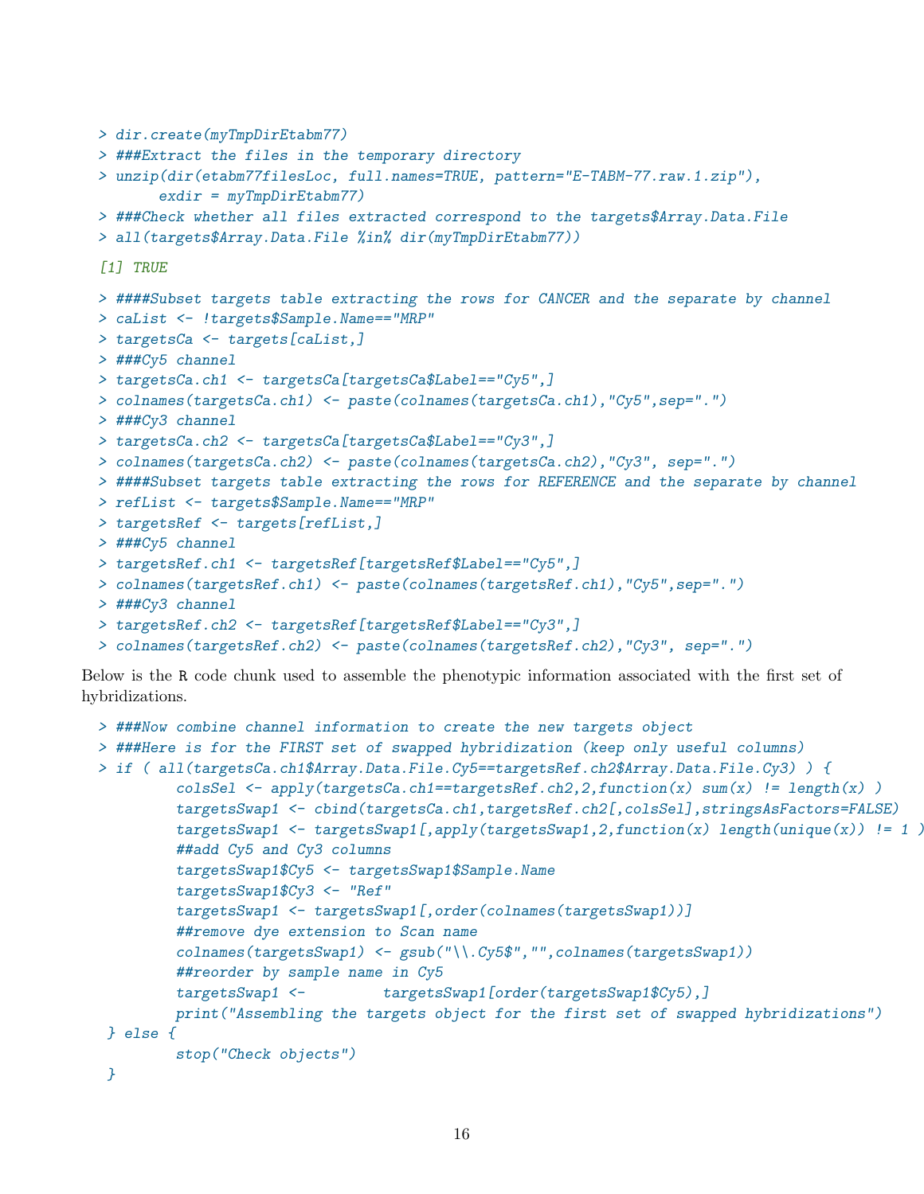```
> dir.create(myTmpDirEtabm77)
> ###Extract the files in the temporary directory
> unzip(dir(etabm77filesLoc, full.names=TRUE, pattern="E-TABM-77.raw.1.zip"),
        exdir = myTmpDirEtabm77)
> ###Check whether all files extracted correspond to the targets$Array.Data.File
> all(targets$Array.Data.File %in% dir(myTmpDirEtabm77))

[1] TRUE

> ####Subset targets table extracting the rows for CANCER and the separate by channel
> caList <- !targets$Sample.Name=="MRP"
> targetsCa <- targets[caList,]
> ###Cy5 channel
> targetsCa.ch1 <- targetsCa[targetsCa$Label=="Cy5",]
> colnames(targetsCa.ch1) <- paste(colnames(targetsCa.ch1),"Cy5",sep=".")
> ###Cy3 channel
> targetsCa.ch2 <- targetsCa[targetsCa$Label=="Cy3",]
> colnames(targetsCa.ch2) <- paste(colnames(targetsCa.ch2),"Cy3", sep=".")
> ####Subset targets table extracting the rows for REFERENCE and the separate by channel
> refList <- targets$Sample.Name=="MRP"
> targetsRef <- targets[refList,]
> ###Cy5 channel
> targetsRef.ch1 <- targetsRef[targetsRef$Label=="Cy5",]
> colnames(targetsRef.ch1) <- paste(colnames(targetsRef.ch1),"Cy5",sep=".")
> ###Cy3 channel
> targetsRef.ch2 <- targetsRef[targetsRef$Label=="Cy3",]
> colnames(targetsRef.ch2) <- paste(colnames(targetsRef.ch2),"Cy3", sep=".")
```

Below is the R code chunk used to assemble the phenotypic information associated with the first set of hybridizations.

```
> ###Now combine channel information to create the new targets object
> ###Here is for the FIRST set of swapped hybridization (keep only useful columns)
> if ( all(targetsCa.ch1$Array.Data.File.Cy5==targetsRef.ch2$Array.Data.File.Cy3) ) {
          colsSel <- apply(targetsCa.ch1==targetsRef.ch2,2,function(x) sum(x) != length(x) )
          targetsSwap1 <- cbind(targetsCa.ch1,targetsRef.ch2[,colsSel],stringsAsFactors=FALSE)
          targetsSwap1 <- targetsSwap1[,apply(targetsSwap1,2,function(x) length(unique(x)) != 1 )
          ##add Cy5 and Cy3 columns
          targetsSwap1$Cy5 <- targetsSwap1$Sample.Name
          targetsSwap1$Cy3 <- "Ref"
          targetsSwap1 <- targetsSwap1[,order(colnames(targetsSwap1))]
          ##remove dye extension to Scan name
          colnames(targetsSwap1) <- gsub("\\.Cy5$","",colnames(targetsSwap1))
          ##reorder by sample name in Cy5
          targetsSwap1 <-         targetsSwap1[order(targetsSwap1$Cy5),]
          print("Assembling the targets object for the first set of swapped hybridizations")
  } else {
          stop("Check objects")
  }
```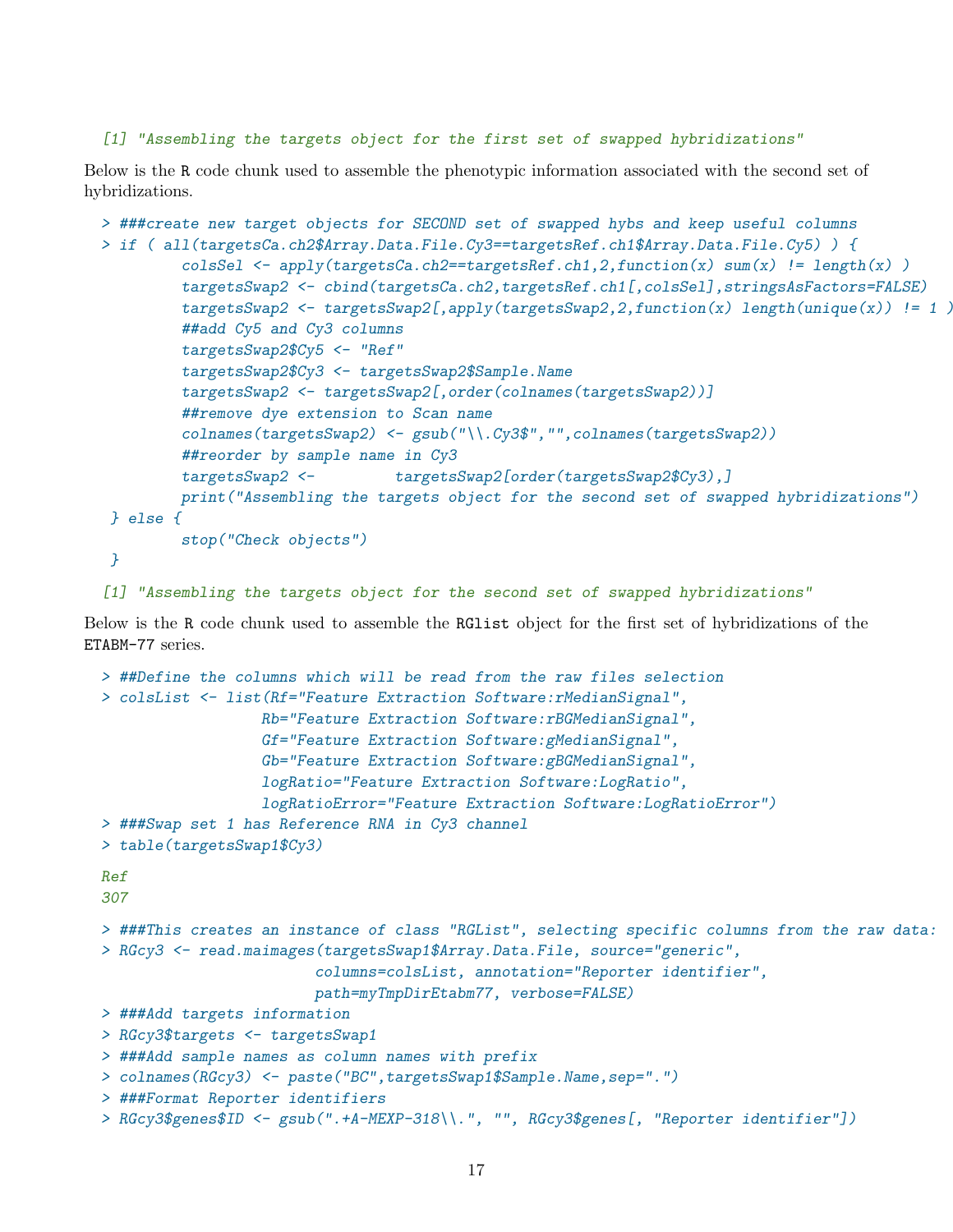```
[1] "Assembling the targets object for the first set of swapped hybridizations"
```

Below is the R code chunk used to assemble the phenotypic information associated with the second set of hybridizations.

```
> ###create new target objects for SECOND set of swapped hybs and keep useful columns
> if ( all(targetsCa.ch2$Array.Data.File.Cy3==targetsRef.ch1$Array.Data.File.Cy5) ) {
        colsSel <- apply(targetsCa.ch2==targetsRef.ch1,2,function(x) sum(x) != length(x) )
        targetsSwap2 <- cbind(targetsCa.ch2,targetsRef.ch1[,colsSel],stringsAsFactors=FALSE)
        targetsSwap2 <- targetsSwap2[,apply(targetsSwap2,2,function(x) length(unique(x)) != 1 )
        ##add Cy5 and Cy3 columns
        targetsSwap2$Cy5 <- "Ref"
        targetsSwap2$Cy3 <- targetsSwap2$Sample.Name
        targetsSwap2 <- targetsSwap2[,order(colnames(targetsSwap2))]
        ##remove dye extension to Scan name
        colnames(targetsSwap2) <- gsub("\\.Cy3$","",colnames(targetsSwap2))
        ##reorder by sample name in Cy3
        targetsSwap2 <-         targetsSwap2[order(targetsSwap2$Cy3),]
        print("Assembling the targets object for the second set of swapped hybridizations")
 } else {
        stop("Check objects")
 }

[1] "Assembling the targets object for the second set of swapped hybridizations"
```

Below is the R code chunk used to assemble the RGlist object for the first set of hybridizations of the ETABM-77 series.

```
> ##Define the columns which will be read from the raw files selection
> colsList <- list(Rf="Feature Extraction Software:rMedianSignal",
                 Rb="Feature Extraction Software:rBGMedianSignal",
                 Gf="Feature Extraction Software:gMedianSignal",
                 Gb="Feature Extraction Software:gBGMedianSignal",
                 logRatio="Feature Extraction Software:LogRatio",
                 logRatioError="Feature Extraction Software:LogRatioError")
> ###Swap set 1 has Reference RNA in Cy3 channel
> table(targetsSwap1$Cy3)

Ref
307

> ###This creates an instance of class "RGList", selecting specific columns from the raw data:
> RGcy3 <- read.maimages(targetsSwap1$Array.Data.File, source="generic",
                        columns=colsList, annotation="Reporter identifier",
                        path=myTmpDirEtabm77, verbose=FALSE)
> ###Add targets information
> RGcy3$targets <- targetsSwap1
> ###Add sample names as column names with prefix
> colnames(RGcy3) <- paste("BC",targetsSwap1$Sample.Name,sep=".")
> ###Format Reporter identifiers
> RGcy3$genes$ID <- gsub(".+A-MEXP-318\\.", "", RGcy3$genes[, "Reporter identifier"])
```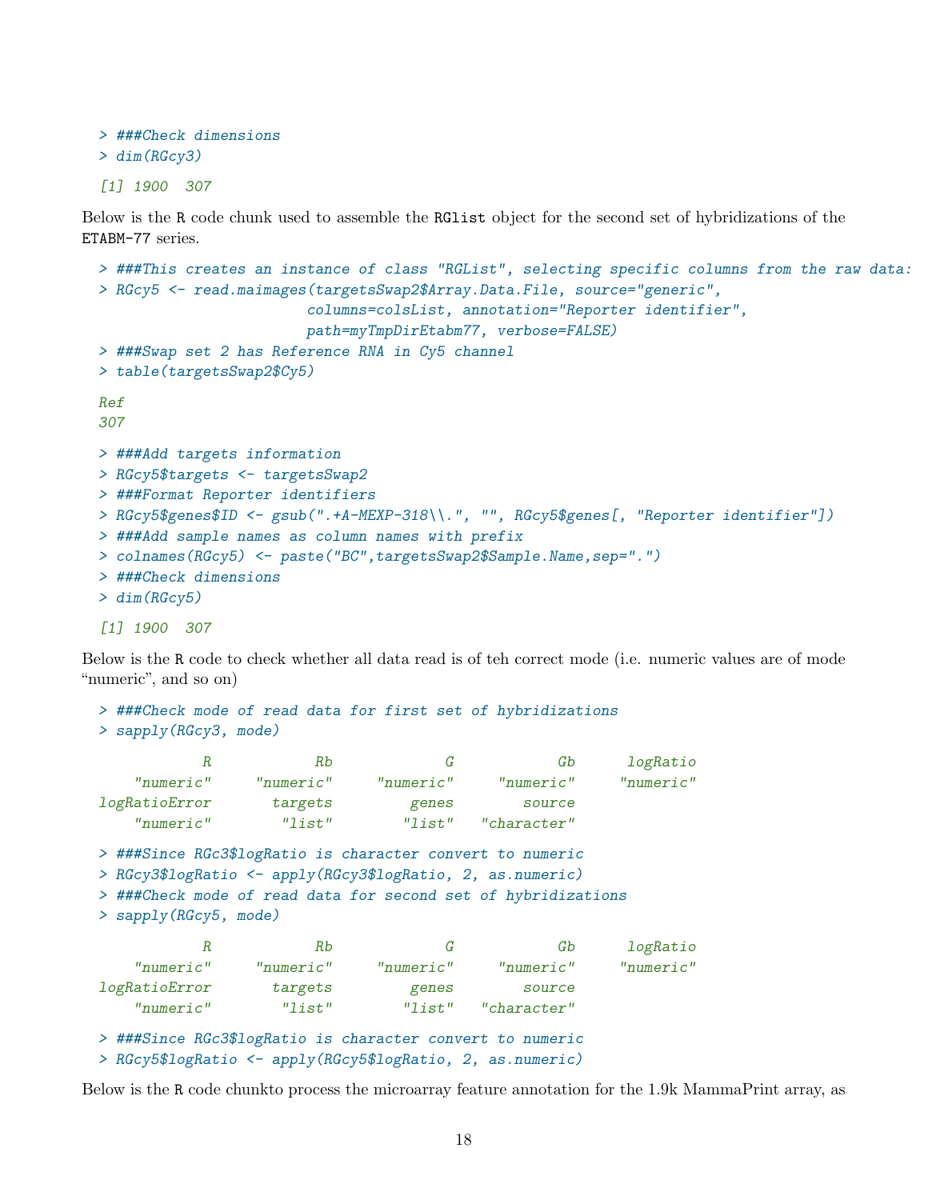```
> ###Check dimensions
> dim(RGcy3)

[1] 1900  307
```

Below is the R code chunk used to assemble the RGlist object for the second set of hybridizations of the ETABM-77 series.

```
> ###This creates an instance of class "RGList", selecting specific columns from the raw data:
> RGcy5 <- read.maimages(targetsSwap2$Array.Data.File, source="generic",
                        columns=colsList, annotation="Reporter identifier",
                        path=myTmpDirEtabm77, verbose=FALSE)
> ###Swap set 2 has Reference RNA in Cy5 channel
> table(targetsSwap2$Cy5)

Ref
307

> ###Add targets information
> RGcy5$targets <- targetsSwap2
> ###Format Reporter identifiers
> RGcy5$genes$ID <- gsub(".+A-MEXP-318\\.", "", RGcy5$genes[, "Reporter identifier"])
> ###Add sample names as column names with prefix
> colnames(RGcy5) <- paste("BC",targetsSwap2$Sample.Name,sep=".")
> ###Check dimensions
> dim(RGcy5)

[1] 1900  307
```

Below is the R code to check whether all data read is of teh correct mode (i.e. numeric values are of mode “numeric”, and so on)

```
> ###Check mode of read data for first set of hybridizations
> sapply(RGcy3, mode)

            R            Rb             G            Gb      logRatio 
    "numeric"     "numeric"     "numeric"     "numeric"     "numeric" 
logRatioError       targets         genes        source 
    "numeric"        "list"        "list"   "character" 

> ###Since RGc3$logRatio is character convert to numeric
> RGcy3$logRatio <- apply(RGcy3$logRatio, 2, as.numeric)
> ###Check mode of read data for second set of hybridizations
> sapply(RGcy5, mode)

            R            Rb             G            Gb      logRatio 
    "numeric"     "numeric"     "numeric"     "numeric"     "numeric" 
logRatioError       targets         genes        source 
    "numeric"        "list"        "list"   "character" 

> ###Since RGc3$logRatio is character convert to numeric
> RGcy5$logRatio <- apply(RGcy5$logRatio, 2, as.numeric)
```

Below is the R code chunkto process the microarray feature annotation for the 1.9k MammaPrint array, as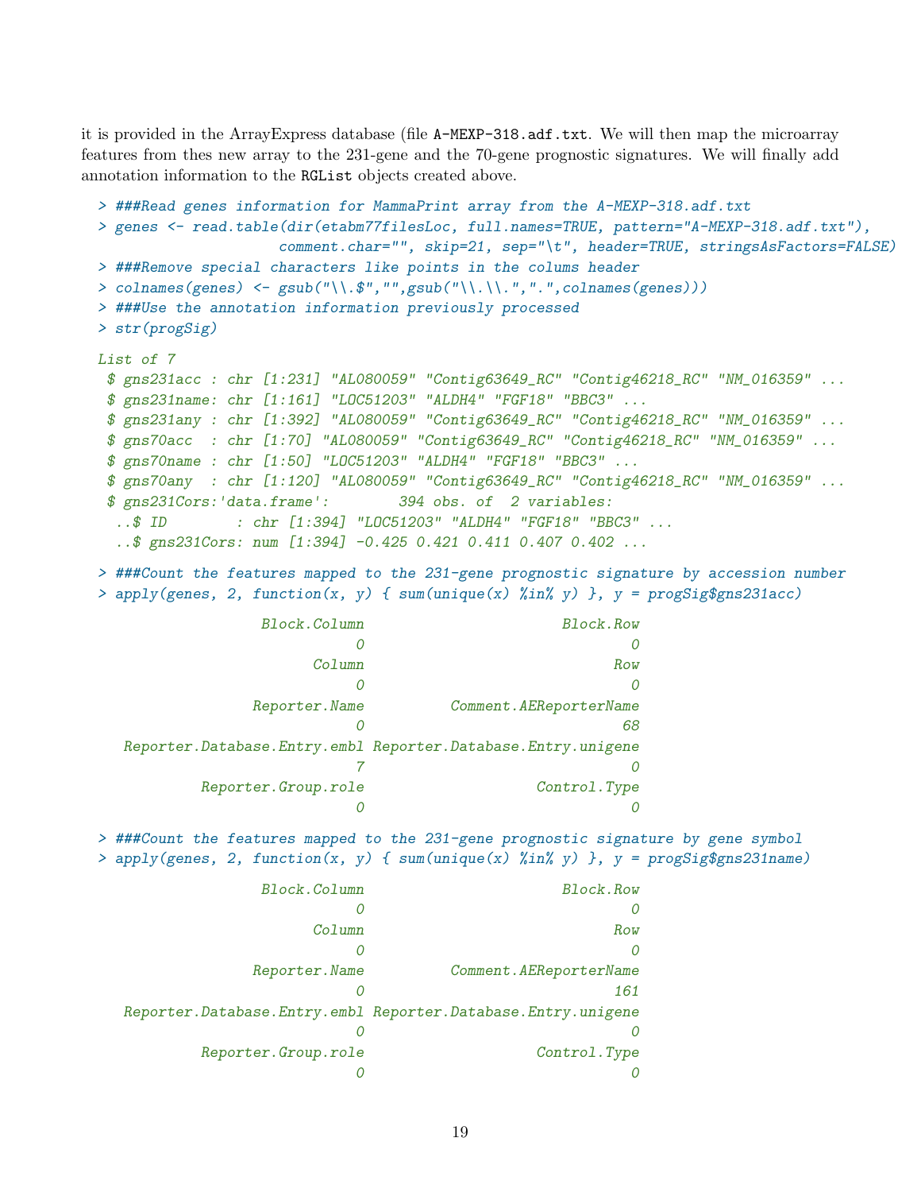it is provided in the ArrayExpress database (file A-MEXP-318.adf.txt. We will then map the microarray features from thes new array to the 231-gene and the 70-gene prognostic signatures. We will finally add annotation information to the RGList objects created above.

```
> ###Read genes information for MammaPrint array from the A-MEXP-318.adf.txt
> genes <- read.table(dir(etabm77filesLoc, full.names=TRUE, pattern="A-MEXP-318.adf.txt"),
                     comment.char="", skip=21, sep="\t", header=TRUE, stringsAsFactors=FALSE)
> ###Remove special characters like points in the colums header
> colnames(genes) <- gsub("\\.$","",gsub("\\.\\.",".",colnames(genes)))
> ###Use the annotation information previously processed
> str(progSig)

List of 7
 $ gns231acc : chr [1:231] "AL080059" "Contig63649_RC" "Contig46218_RC" "NM_016359" ...
 $ gns231name: chr [1:161] "LOC51203" "ALDH4" "FGF18" "BBC3" ...
 $ gns231any : chr [1:392] "AL080059" "Contig63649_RC" "Contig46218_RC" "NM_016359" ...
 $ gns70acc  : chr [1:70] "AL080059" "Contig63649_RC" "Contig46218_RC" "NM_016359" ...
 $ gns70name : chr [1:50] "LOC51203" "ALDH4" "FGF18" "BBC3" ...
 $ gns70any  : chr [1:120] "AL080059" "Contig63649_RC" "Contig46218_RC" "NM_016359" ...
 $ gns231Cors:'data.frame':        394 obs. of  2 variables:
  ..$ ID        : chr [1:394] "LOC51203" "ALDH4" "FGF18" "BBC3" ...
  ..$ gns231Cors: num [1:394] -0.425 0.421 0.411 0.407 0.402 ...

> ###Count the features mapped to the 231-gene prognostic signature by accession number
> apply(genes, 2, function(x, y) { sum(unique(x) %in% y) }, y = progSig$gns231acc)

                 Block.Column                     Block.Row
                            0                             0
                       Column                           Row
                            0                             0
                Reporter.Name          Comment.AEReporterName
                            0                            68
 Reporter.Database.Entry.embl Reporter.Database.Entry.unigene
                            7                             0
          Reporter.Group.role                  Control.Type
                            0                             0

> ###Count the features mapped to the 231-gene prognostic signature by gene symbol
> apply(genes, 2, function(x, y) { sum(unique(x) %in% y) }, y = progSig$gns231name)

                 Block.Column                     Block.Row
                            0                             0
                       Column                           Row
                            0                             0
                Reporter.Name          Comment.AEReporterName
                            0                           161
 Reporter.Database.Entry.embl Reporter.Database.Entry.unigene
                            0                             0
          Reporter.Group.role                  Control.Type
                            0                             0
```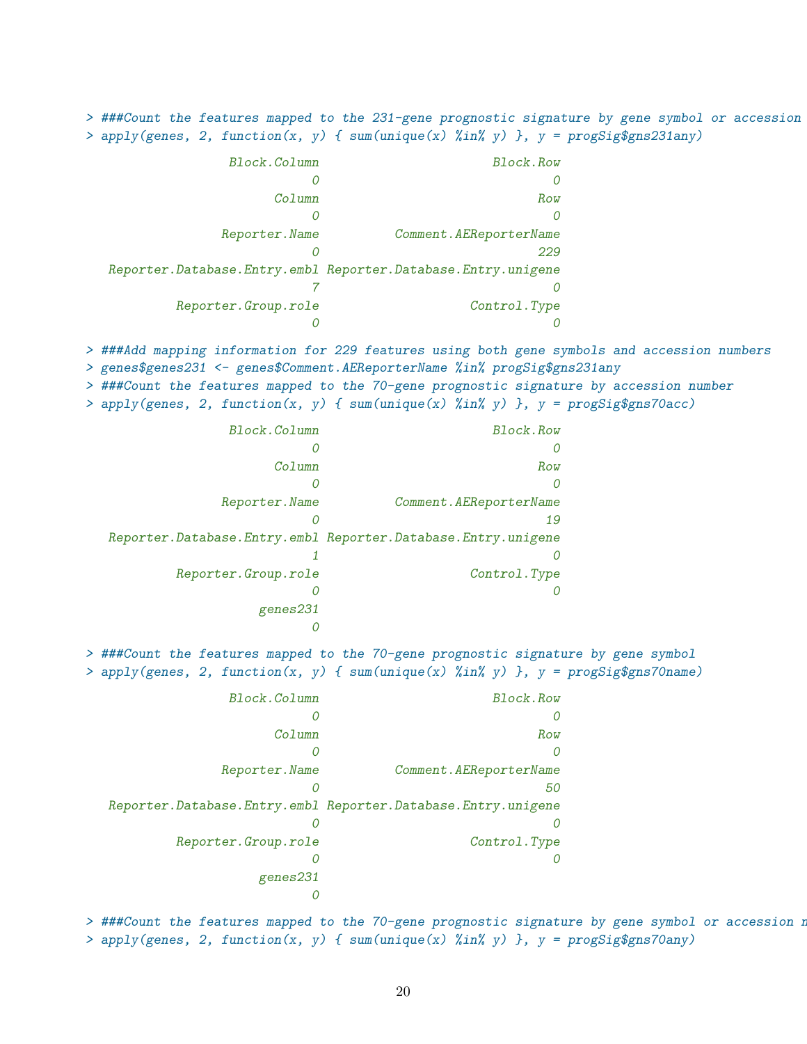```
> ###Count the features mapped to the 231-gene prognostic signature by gene symbol or accession
> apply(genes, 2, function(x, y) { sum(unique(x) %in% y) }, y = progSig$gns231any)
                  Block.Column                      Block.Row
                             0                              0
                        Column                            Row
                             0                              0
                 Reporter.Name          Comment.AEReporterName
                             0                            229
  Reporter.Database.Entry.embl Reporter.Database.Entry.unigene
                             7                              0
           Reporter.Group.role                   Control.Type
                             0                              0
> ###Add mapping information for 229 features using both gene symbols and accession numbers
> genes$genes231 <- genes$Comment.AEReporterName %in% progSig$gns231any
> ###Count the features mapped to the 70-gene prognostic signature by accession number
> apply(genes, 2, function(x, y) { sum(unique(x) %in% y) }, y = progSig$gns70acc)
                  Block.Column                      Block.Row
                             0                              0
                        Column                            Row
                             0                              0
                 Reporter.Name          Comment.AEReporterName
                             0                             19
  Reporter.Database.Entry.embl Reporter.Database.Entry.unigene
                             1                              0
           Reporter.Group.role                   Control.Type
                             0                              0
                      genes231
                             0
> ###Count the features mapped to the 70-gene prognostic signature by gene symbol
> apply(genes, 2, function(x, y) { sum(unique(x) %in% y) }, y = progSig$gns70name)
                  Block.Column                      Block.Row
                             0                              0
                        Column                            Row
                             0                              0
                 Reporter.Name          Comment.AEReporterName
                             0                             50
  Reporter.Database.Entry.embl Reporter.Database.Entry.unigene
                             0                              0
           Reporter.Group.role                   Control.Type
                             0                              0
                      genes231
                             0
> ###Count the features mapped to the 70-gene prognostic signature by gene symbol or accession n
> apply(genes, 2, function(x, y) { sum(unique(x) %in% y) }, y = progSig$gns70any)
```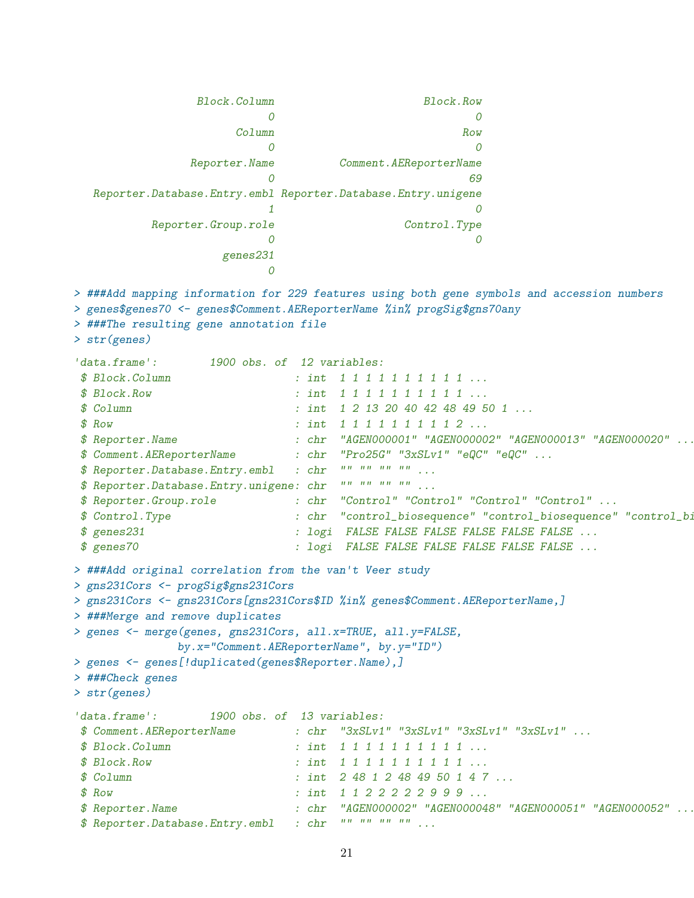```
                Block.Column                      Block.Row 
                           0                              0 
                      Column                            Row 
                           0                              0 
               Reporter.Name          Comment.AEReporterName 
                           0                             69 
  Reporter.Database.Entry.embl Reporter.Database.Entry.unigene 
                           1                              0 
          Reporter.Group.role                   Control.Type 
                           0                              0 
                    genes231 
                           0 
```

```
> ###Add mapping information for 229 features using both gene symbols and accession numbers
> genes$genes70 <- genes$Comment.AEReporterName %in% progSig$gns70any
> ###The resulting gene annotation file
> str(genes)
```

```
'data.frame':	1900 obs. of  12 variables:
 $ Block.Column                   : int  1 1 1 1 1 1 1 1 1 1 ...
 $ Block.Row                      : int  1 1 1 1 1 1 1 1 1 1 ...
 $ Column                         : int  1 2 13 20 40 42 48 49 50 1 ...
 $ Row                            : int  1 1 1 1 1 1 1 1 1 2 ...
 $ Reporter.Name                  : chr  "AGEN000001" "AGEN000002" "AGEN000013" "AGEN000020" ...
 $ Comment.AEReporterName         : chr  "Pro25G" "3xSLv1" "eQC" "eQC" ...
 $ Reporter.Database.Entry.embl   : chr  "" "" "" "" ...
 $ Reporter.Database.Entry.unigene: chr  "" "" "" "" ...
 $ Reporter.Group.role            : chr  "Control" "Control" "Control" "Control" ...
 $ Control.Type                   : chr  "control_biosequence" "control_biosequence" "control_bi
 $ genes231                       : logi  FALSE FALSE FALSE FALSE FALSE FALSE ...
 $ genes70                        : logi  FALSE FALSE FALSE FALSE FALSE FALSE ...
```

```
> ###Add original correlation from the van't Veer study
> gns231Cors <- progSig$gns231Cors
> gns231Cors <- gns231Cors[gns231Cors$ID %in% genes$Comment.AEReporterName,]
> ###Merge and remove duplicates
> genes <- merge(genes, gns231Cors, all.x=TRUE, all.y=FALSE,
                 by.x="Comment.AEReporterName", by.y="ID")
> genes <- genes[!duplicated(genes$Reporter.Name),]
> ###Check genes
> str(genes)
```

```
'data.frame':	1900 obs. of  13 variables:
 $ Comment.AEReporterName         : chr  "3xSLv1" "3xSLv1" "3xSLv1" "3xSLv1" ...
 $ Block.Column                   : int  1 1 1 1 1 1 1 1 1 1 ...
 $ Block.Row                      : int  1 1 1 1 1 1 1 1 1 1 ...
 $ Column                         : int  2 48 1 2 48 49 50 1 4 7 ...
 $ Row                            : int  1 1 2 2 2 2 2 9 9 9 ...
 $ Reporter.Name                  : chr  "AGEN000002" "AGEN000048" "AGEN000051" "AGEN000052" ...
 $ Reporter.Database.Entry.embl   : chr  "" "" "" "" ...
```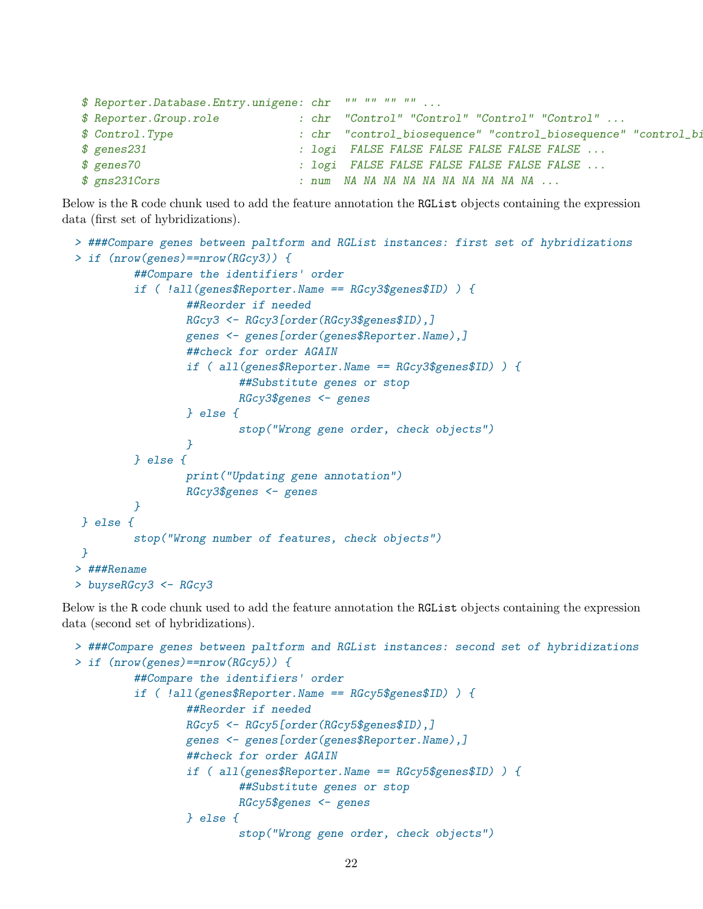```
 $ Reporter.Database.Entry.unigene: chr  "" "" "" "" ...
 $ Reporter.Group.role            : chr  "Control" "Control" "Control" "Control" ...
 $ Control.Type                   : chr  "control_biosequence" "control_biosequence" "control_bi
 $ genes231                       : logi  FALSE FALSE FALSE FALSE FALSE FALSE ...
 $ genes70                        : logi  FALSE FALSE FALSE FALSE FALSE FALSE ...
 $ gns231Cors                     : num  NA NA NA NA NA NA NA NA NA NA ...
```

Below is the R code chunk used to add the feature annotation the RGList objects containing the expression data (first set of hybridizations).

```
> ###Compare genes between paltform and RGList instances: first set of hybridizations
> if (nrow(genes)==nrow(RGcy3)) {
        ##Compare the identifiers' order
        if ( !all(genes$Reporter.Name == RGcy3$genes$ID) ) {
                ##Reorder if needed
                RGcy3 <- RGcy3[order(RGcy3$genes$ID),]
                genes <- genes[order(genes$Reporter.Name),]
                ##check for order AGAIN
                if ( all(genes$Reporter.Name == RGcy3$genes$ID) ) {
                        ##Substitute genes or stop
                        RGcy3$genes <- genes
                } else {
                        stop("Wrong gene order, check objects")
                }
        } else {
                print("Updating gene annotation")
                RGcy3$genes <- genes
        }
 } else {
        stop("Wrong number of features, check objects")
 }
> ###Rename
> buyseRGcy3 <- RGcy3
```

Below is the R code chunk used to add the feature annotation the RGList objects containing the expression data (second set of hybridizations).

```
> ###Compare genes between paltform and RGList instances: second set of hybridizations
> if (nrow(genes)==nrow(RGcy5)) {
        ##Compare the identifiers' order
        if ( !all(genes$Reporter.Name == RGcy5$genes$ID) ) {
                ##Reorder if needed
                RGcy5 <- RGcy5[order(RGcy5$genes$ID),]
                genes <- genes[order(genes$Reporter.Name),]
                ##check for order AGAIN
                if ( all(genes$Reporter.Name == RGcy5$genes$ID) ) {
                        ##Substitute genes or stop
                        RGcy5$genes <- genes
                } else {
                        stop("Wrong gene order, check objects")
```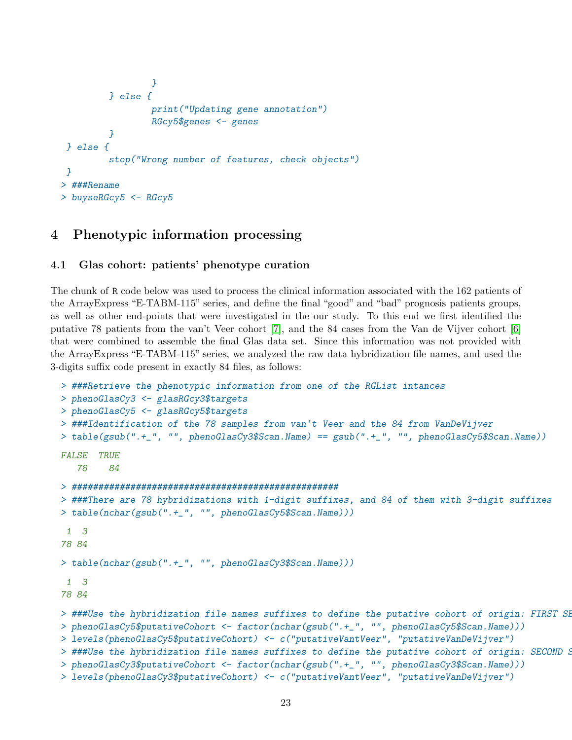```
                }
        } else {
                print("Updating gene annotation")
                RGcy5$genes <- genes
        }
} else {
        stop("Wrong number of features, check objects")
}
> ###Rename
> buyseRGcy5 <- RGcy5
```

# 4 Phenotypic information processing

## 4.1 Glas cohort: patients' phenotype curation

The chunk of R code below was used to process the clinical information associated with the 162 patients of the ArrayExpress "E-TABM-115" series, and define the final "good" and "bad" prognosis patients groups, as well as other end-points that were investigated in the our study. To this end we first identified the putative 78 patients from the van't Veer cohort [7], and the 84 cases from the Van de Vijver cohort [6] that were combined to assemble the final Glas data set. Since this information was not provided with the ArrayExpress "E-TABM-115" series, we analyzed the raw data hybridization file names, and used the 3-digits suffix code present in exactly 84 files, as follows:

```
> ###Retrieve the phenotypic information from one of the RGList intances
> phenoGlasCy3 <- glasRGcy3$targets
> phenoGlasCy5 <- glasRGcy5$targets
> ###Identification of the 78 samples from van't Veer and the 84 from VanDeVijver
> table(gsub(".+_", "", phenoGlasCy3$Scan.Name) == gsub(".+_", "", phenoGlasCy5$Scan.Name))

FALSE  TRUE
   78    84

> ###################################################
> ###There are 78 hybridizations with 1-digit suffixes, and 84 of them with 3-digit suffixes
> table(nchar(gsub(".+_", "", phenoGlasCy5$Scan.Name)))

 1  3
78 84

> table(nchar(gsub(".+_", "", phenoGlasCy3$Scan.Name)))

 1  3
78 84

> ###Use the hybridization file names suffixes to define the putative cohort of origin: FIRST SE
> phenoGlasCy5$putativeCohort <- factor(nchar(gsub(".+_", "", phenoGlasCy5$Scan.Name)))
> levels(phenoGlasCy5$putativeCohort) <- c("putativeVantVeer", "putativeVanDeVijver")
> ###Use the hybridization file names suffixes to define the putative cohort of origin: SECOND S
> phenoGlasCy3$putativeCohort <- factor(nchar(gsub(".+_", "", phenoGlasCy3$Scan.Name)))
> levels(phenoGlasCy3$putativeCohort) <- c("putativeVantVeer", "putativeVanDeVijver")
```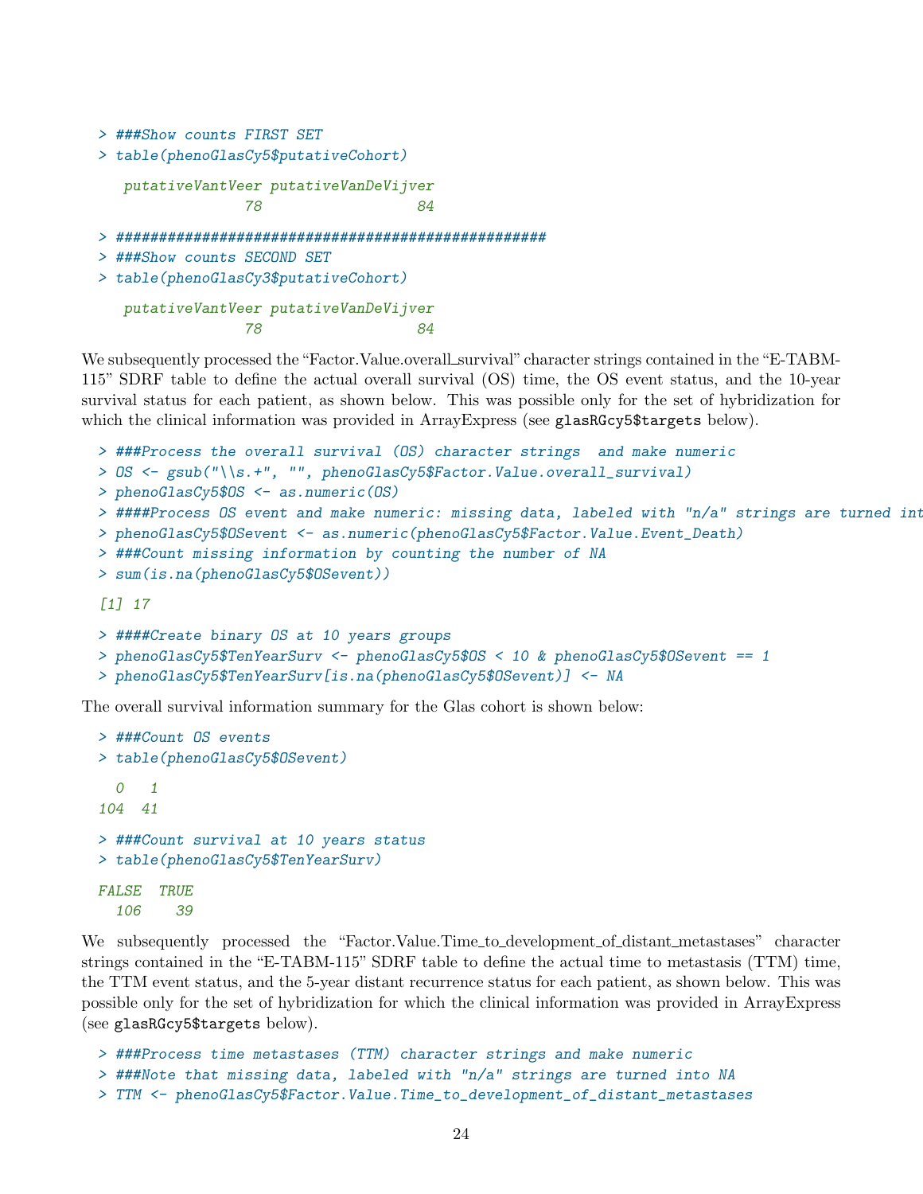```
> ###Show counts FIRST SET
> table(phenoGlasCy5$putativeCohort)

   putativeVantVeer putativeVanDeVijver
                 78                  84

> ##################################################
> ###Show counts SECOND SET
> table(phenoGlasCy3$putativeCohort)

   putativeVantVeer putativeVanDeVijver
                 78                  84
```

We subsequently processed the "Factor.Value.overall_survival" character strings contained in the "E-TABM-115" SDRF table to define the actual overall survival (OS) time, the OS event status, and the 10-year survival status for each patient, as shown below. This was possible only for the set of hybridization for which the clinical information was provided in ArrayExpress (see `glasRGcy5$targets` below).

```
> ###Process the overall survival (OS) character strings  and make numeric
> OS <- gsub("\\s.+", "", phenoGlasCy5$Factor.Value.overall_survival)
> phenoGlasCy5$OS <- as.numeric(OS)
> ####Process OS event and make numeric: missing data, labeled with "n/a" strings are turned int
> phenoGlasCy5$OSevent <- as.numeric(phenoGlasCy5$Factor.Value.Event_Death)
> ###Count missing information by counting the number of NA
> sum(is.na(phenoGlasCy5$OSevent))

[1] 17

> ####Create binary OS at 10 years groups
> phenoGlasCy5$TenYearSurv <- phenoGlasCy5$OS < 10 & phenoGlasCy5$OSevent == 1
> phenoGlasCy5$TenYearSurv[is.na(phenoGlasCy5$OSevent)] <- NA
```

The overall survival information summary for the Glas cohort is shown below:

```
> ###Count OS events
> table(phenoGlasCy5$OSevent)

  0   1
104  41

> ###Count survival at 10 years status
> table(phenoGlasCy5$TenYearSurv)

FALSE  TRUE
  106    39
```

We subsequently processed the "Factor.Value.Time_to_development_of_distant_metastases" character strings contained in the "E-TABM-115" SDRF table to define the actual time to metastasis (TTM) time, the TTM event status, and the 5-year distant recurrence status for each patient, as shown below. This was possible only for the set of hybridization for which the clinical information was provided in ArrayExpress (see `glasRGcy5$targets` below).

```
> ###Process time metastases (TTM) character strings and make numeric
> ###Note that missing data, labeled with "n/a" strings are turned into NA
> TTM <- phenoGlasCy5$Factor.Value.Time_to_development_of_distant_metastases
```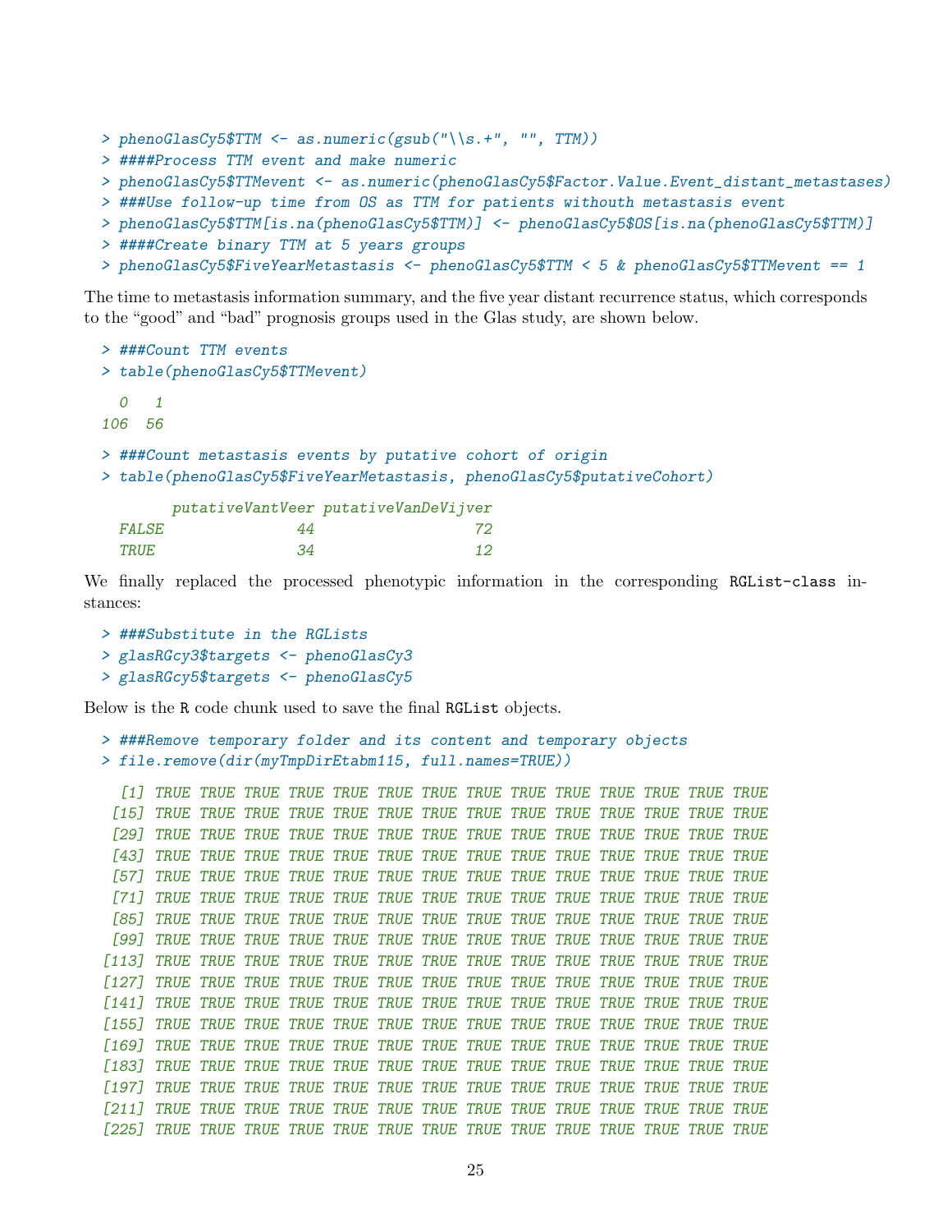```
> phenoGlasCy5$TTM <- as.numeric(gsub("\\s.+", "", TTM))
> ####Process TTM event and make numeric
> phenoGlasCy5$TTMevent <- as.numeric(phenoGlasCy5$Factor.Value.Event_distant_metastases)
> ###Use follow-up time from OS as TTM for patients withouth metastasis event
> phenoGlasCy5$TTM[is.na(phenoGlasCy5$TTM)] <- phenoGlasCy5$OS[is.na(phenoGlasCy5$TTM)]
> ####Create binary TTM at 5 years groups
> phenoGlasCy5$FiveYearMetastasis <- phenoGlasCy5$TTM < 5 & phenoGlasCy5$TTMevent == 1
```

The time to metastasis information summary, and the five year distant recurrence status, which corresponds to the "good" and "bad" prognosis groups used in the Glas study, are shown below.

```
> ###Count TTM events
> table(phenoGlasCy5$TTMevent)

  0   1
106  56

> ###Count metastasis events by putative cohort of origin
> table(phenoGlasCy5$FiveYearMetastasis, phenoGlasCy5$putativeCohort)

        putativeVantVeer putativeVanDeVijver
  FALSE               44                  72
  TRUE                34                  12
```

We finally replaced the processed phenotypic information in the corresponding RGList-class instances:

```
> ###Substitute in the RGLists
> glasRGcy3$targets <- phenoGlasCy3
> glasRGcy5$targets <- phenoGlasCy5
```

Below is the R code chunk used to save the final RGList objects.

```
> ###Remove temporary folder and its content and temporary objects
> file.remove(dir(myTmpDirEtabm115, full.names=TRUE))

  [1] TRUE TRUE TRUE TRUE TRUE TRUE TRUE TRUE TRUE TRUE TRUE TRUE TRUE TRUE
 [15] TRUE TRUE TRUE TRUE TRUE TRUE TRUE TRUE TRUE TRUE TRUE TRUE TRUE TRUE
 [29] TRUE TRUE TRUE TRUE TRUE TRUE TRUE TRUE TRUE TRUE TRUE TRUE TRUE TRUE
 [43] TRUE TRUE TRUE TRUE TRUE TRUE TRUE TRUE TRUE TRUE TRUE TRUE TRUE TRUE
 [57] TRUE TRUE TRUE TRUE TRUE TRUE TRUE TRUE TRUE TRUE TRUE TRUE TRUE TRUE
 [71] TRUE TRUE TRUE TRUE TRUE TRUE TRUE TRUE TRUE TRUE TRUE TRUE TRUE TRUE
 [85] TRUE TRUE TRUE TRUE TRUE TRUE TRUE TRUE TRUE TRUE TRUE TRUE TRUE TRUE
 [99] TRUE TRUE TRUE TRUE TRUE TRUE TRUE TRUE TRUE TRUE TRUE TRUE TRUE TRUE
[113] TRUE TRUE TRUE TRUE TRUE TRUE TRUE TRUE TRUE TRUE TRUE TRUE TRUE TRUE
[127] TRUE TRUE TRUE TRUE TRUE TRUE TRUE TRUE TRUE TRUE TRUE TRUE TRUE TRUE
[141] TRUE TRUE TRUE TRUE TRUE TRUE TRUE TRUE TRUE TRUE TRUE TRUE TRUE TRUE
[155] TRUE TRUE TRUE TRUE TRUE TRUE TRUE TRUE TRUE TRUE TRUE TRUE TRUE TRUE
[169] TRUE TRUE TRUE TRUE TRUE TRUE TRUE TRUE TRUE TRUE TRUE TRUE TRUE TRUE
[183] TRUE TRUE TRUE TRUE TRUE TRUE TRUE TRUE TRUE TRUE TRUE TRUE TRUE TRUE
[197] TRUE TRUE TRUE TRUE TRUE TRUE TRUE TRUE TRUE TRUE TRUE TRUE TRUE TRUE
[211] TRUE TRUE TRUE TRUE TRUE TRUE TRUE TRUE TRUE TRUE TRUE TRUE TRUE TRUE
[225] TRUE TRUE TRUE TRUE TRUE TRUE TRUE TRUE TRUE TRUE TRUE TRUE TRUE TRUE
```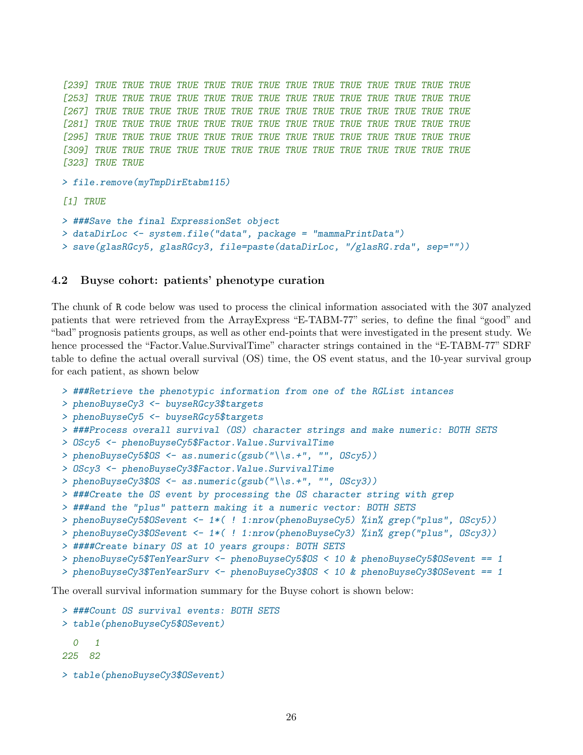```
[239] TRUE TRUE TRUE TRUE TRUE TRUE TRUE TRUE TRUE TRUE TRUE TRUE TRUE TRUE
[253] TRUE TRUE TRUE TRUE TRUE TRUE TRUE TRUE TRUE TRUE TRUE TRUE TRUE TRUE
[267] TRUE TRUE TRUE TRUE TRUE TRUE TRUE TRUE TRUE TRUE TRUE TRUE TRUE TRUE
[281] TRUE TRUE TRUE TRUE TRUE TRUE TRUE TRUE TRUE TRUE TRUE TRUE TRUE TRUE
[295] TRUE TRUE TRUE TRUE TRUE TRUE TRUE TRUE TRUE TRUE TRUE TRUE TRUE TRUE
[309] TRUE TRUE TRUE TRUE TRUE TRUE TRUE TRUE TRUE TRUE TRUE TRUE TRUE TRUE
[323] TRUE TRUE
```

```
> file.remove(myTmpDirEtabm115)
```

```
[1] TRUE
```

```
> ###Save the final ExpressionSet object
> dataDirLoc <- system.file("data", package = "mammaPrintData")
> save(glasRGcy5, glasRGcy3, file=paste(dataDirLoc, "/glasRG.rda", sep=""))
```

### 4.2 Buyse cohort: patients' phenotype curation

The chunk of R code below was used to process the clinical information associated with the 307 analyzed patients that were retrieved from the ArrayExpress "E-TABM-77" series, to define the final "good" and "bad" prognosis patients groups, as well as other end-points that were investigated in the present study. We hence processed the "Factor.Value.SurvivalTime" character strings contained in the "E-TABM-77" SDRF table to define the actual overall survival (OS) time, the OS event status, and the 10-year survival group for each patient, as shown below

```
> ###Retrieve the phenotypic information from one of the RGList intances
> phenoBuyseCy3 <- buyseRGcy3$targets
> phenoBuyseCy5 <- buyseRGcy5$targets
> ###Process overall survival (OS) character strings and make numeric: BOTH SETS
> OScy5 <- phenoBuyseCy5$Factor.Value.SurvivalTime
> phenoBuyseCy5$OS <- as.numeric(gsub("\\s.+", "", OScy5))
> OScy3 <- phenoBuyseCy3$Factor.Value.SurvivalTime
> phenoBuyseCy3$OS <- as.numeric(gsub("\\s.+", "", OScy3))
> ###Create the OS event by processing the OS character string with grep
> ###and the "plus" pattern making it a numeric vector: BOTH SETS
> phenoBuyseCy5$OSevent <- 1*( ! 1:nrow(phenoBuyseCy5) %in% grep("plus", OScy5))
> phenoBuyseCy3$OSevent <- 1*( ! 1:nrow(phenoBuyseCy3) %in% grep("plus", OScy3))
> ####Create binary OS at 10 years groups: BOTH SETS
> phenoBuyseCy5$TenYearSurv <- phenoBuyseCy5$OS < 10 & phenoBuyseCy5$OSevent == 1
> phenoBuyseCy3$TenYearSurv <- phenoBuyseCy3$OS < 10 & phenoBuyseCy3$OSevent == 1
```

The overall survival information summary for the Buyse cohort is shown below:

```
> ###Count OS survival events: BOTH SETS
> table(phenoBuyseCy5$OSevent)
```

```
  0   1 
225  82 
```

```
> table(phenoBuyseCy3$OSevent)
```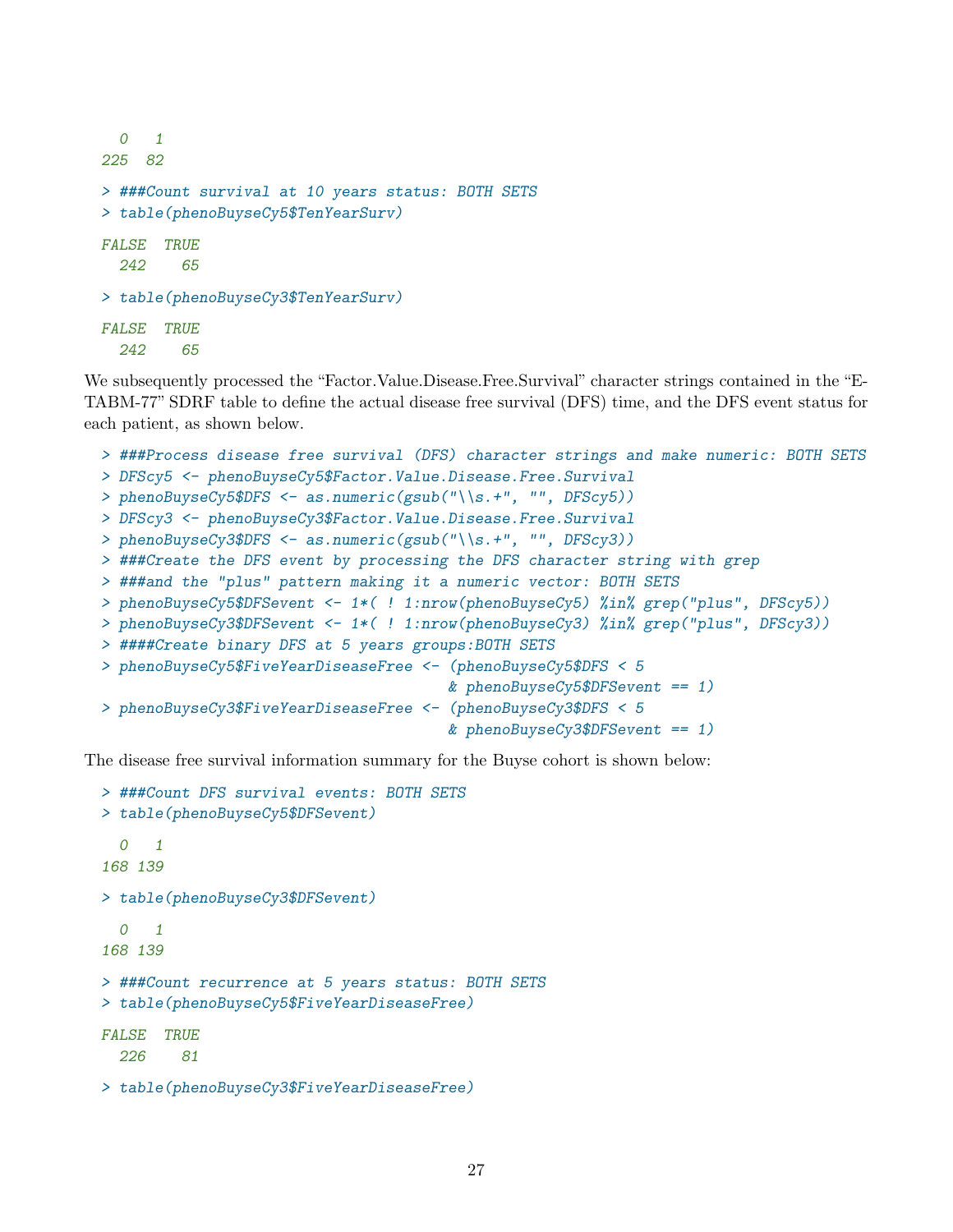```
  0   1
225  82
```

```
> ###Count survival at 10 years status: BOTH SETS
> table(phenoBuyseCy5$TenYearSurv)

FALSE  TRUE
  242    65

> table(phenoBuyseCy3$TenYearSurv)

FALSE  TRUE
  242    65
```

We subsequently processed the "Factor.Value.Disease.Free.Survival" character strings contained in the "E-TABM-77" SDRF table to define the actual disease free survival (DFS) time, and the DFS event status for each patient, as shown below.

```
> ###Process disease free survival (DFS) character strings and make numeric: BOTH SETS
> DFScy5 <- phenoBuyseCy5$Factor.Value.Disease.Free.Survival
> phenoBuyseCy5$DFS <- as.numeric(gsub("\\s.+", "", DFScy5))
> DFScy3 <- phenoBuyseCy3$Factor.Value.Disease.Free.Survival
> phenoBuyseCy3$DFS <- as.numeric(gsub("\\s.+", "", DFScy3))
> ###Create the DFS event by processing the DFS character string with grep
> ###and the "plus" pattern making it a numeric vector: BOTH SETS
> phenoBuyseCy5$DFSevent <- 1*( ! 1:nrow(phenoBuyseCy5) %in% grep("plus", DFScy5))
> phenoBuyseCy3$DFSevent <- 1*( ! 1:nrow(phenoBuyseCy3) %in% grep("plus", DFScy3))
> ####Create binary DFS at 5 years groups:BOTH SETS
> phenoBuyseCy5$FiveYearDiseaseFree <- (phenoBuyseCy5$DFS < 5
                                        & phenoBuyseCy5$DFSevent == 1)
> phenoBuyseCy3$FiveYearDiseaseFree <- (phenoBuyseCy3$DFS < 5
                                        & phenoBuyseCy3$DFSevent == 1)
```

The disease free survival information summary for the Buyse cohort is shown below:

```
> ###Count DFS survival events: BOTH SETS
> table(phenoBuyseCy5$DFSevent)

  0   1
168 139

> table(phenoBuyseCy3$DFSevent)

  0   1
168 139

> ###Count recurrence at 5 years status: BOTH SETS
> table(phenoBuyseCy5$FiveYearDiseaseFree)

FALSE  TRUE
  226    81

> table(phenoBuyseCy3$FiveYearDiseaseFree)
```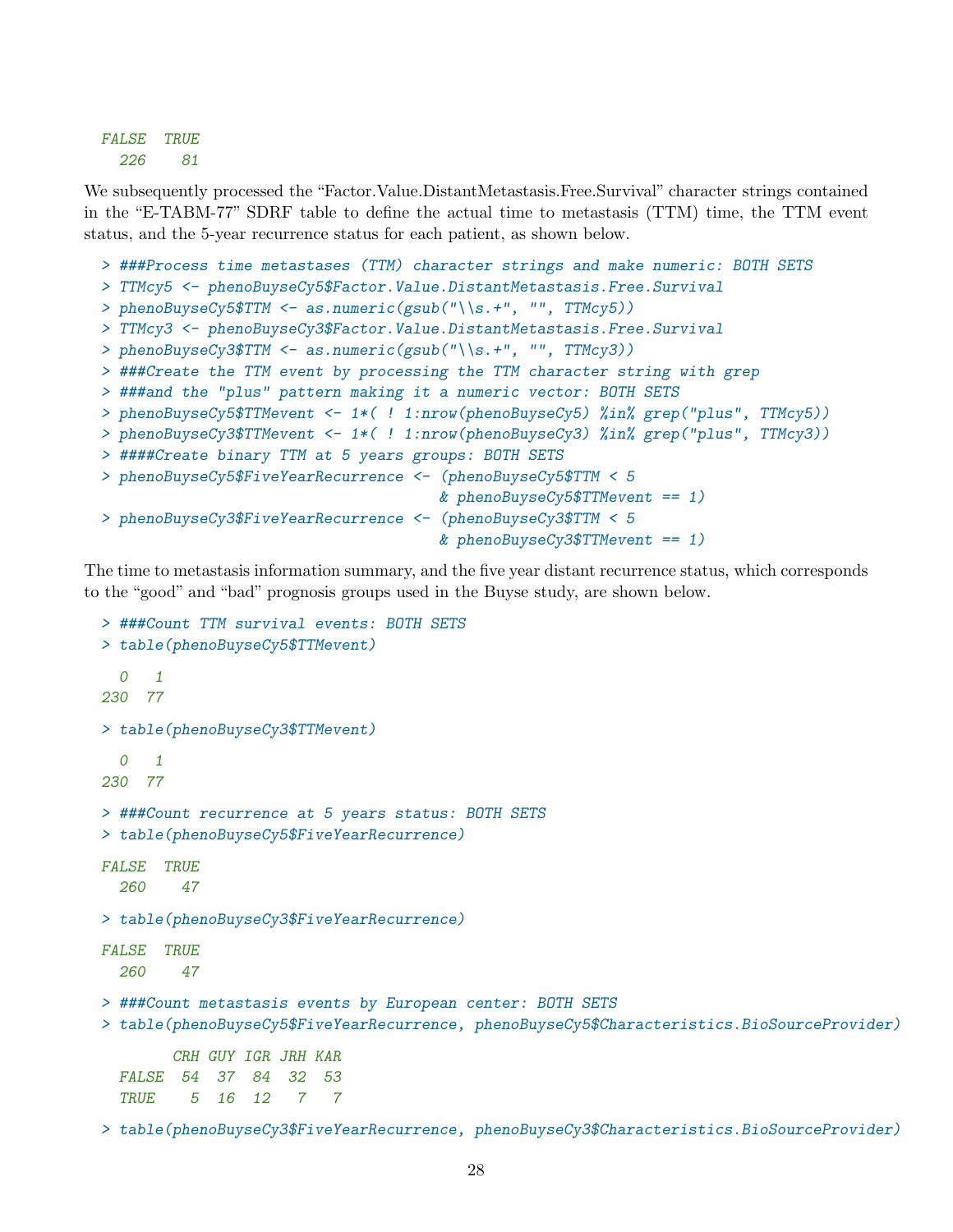```
FALSE  TRUE
  226    81
```

We subsequently processed the "Factor.Value.DistantMetastasis.Free.Survival" character strings contained in the "E-TABM-77" SDRF table to define the actual time to metastasis (TTM) time, the TTM event status, and the 5-year recurrence status for each patient, as shown below.

```
> ###Process time metastases (TTM) character strings and make numeric: BOTH SETS
> TTMcy5 <- phenoBuyseCy5$Factor.Value.DistantMetastasis.Free.Survival
> phenoBuyseCy5$TTM <- as.numeric(gsub("\\s.+", "", TTMcy5))
> TTMcy3 <- phenoBuyseCy3$Factor.Value.DistantMetastasis.Free.Survival
> phenoBuyseCy3$TTM <- as.numeric(gsub("\\s.+", "", TTMcy3))
> ###Create the TTM event by processing the TTM character string with grep
> ###and the "plus" pattern making it a numeric vector: BOTH SETS
> phenoBuyseCy5$TTMevent <- 1*( ! 1:nrow(phenoBuyseCy5) %in% grep("plus", TTMcy5))
> phenoBuyseCy3$TTMevent <- 1*( ! 1:nrow(phenoBuyseCy3) %in% grep("plus", TTMcy3))
> ####Create binary TTM at 5 years groups: BOTH SETS
> phenoBuyseCy5$FiveYearRecurrence <- (phenoBuyseCy5$TTM < 5
                                      & phenoBuyseCy5$TTMevent == 1)
> phenoBuyseCy3$FiveYearRecurrence <- (phenoBuyseCy3$TTM < 5
                                      & phenoBuyseCy3$TTMevent == 1)
```

The time to metastasis information summary, and the five year distant recurrence status, which corresponds to the "good" and "bad" prognosis groups used in the Buyse study, are shown below.

```
> ###Count TTM survival events: BOTH SETS
> table(phenoBuyseCy5$TTMevent)

  0   1
230  77

> table(phenoBuyseCy3$TTMevent)

  0   1
230  77

> ###Count recurrence at 5 years status: BOTH SETS
> table(phenoBuyseCy5$FiveYearRecurrence)

FALSE  TRUE
  260    47

> table(phenoBuyseCy3$FiveYearRecurrence)

FALSE  TRUE
  260    47

> ###Count metastasis events by European center: BOTH SETS
> table(phenoBuyseCy5$FiveYearRecurrence, phenoBuyseCy5$Characteristics.BioSourceProvider)

        CRH GUY IGR JRH KAR
  FALSE  54  37  84  32  53
  TRUE    5  16  12   7   7

> table(phenoBuyseCy3$FiveYearRecurrence, phenoBuyseCy3$Characteristics.BioSourceProvider)
```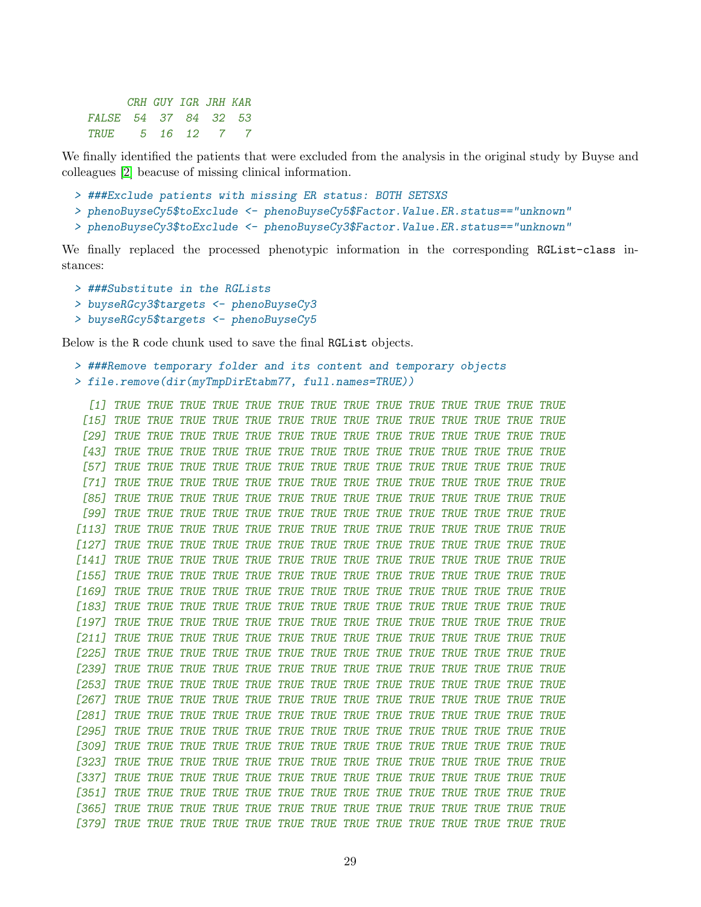```
       CRH GUY IGR JRH KAR
  FALSE  54  37  84  32  53
  TRUE    5  16  12   7   7
```

We finally identified the patients that were excluded from the analysis in the original study by Buyse and colleagues [2] beacuse of missing clinical information.

```
> ###Exclude patients with missing ER status: BOTH SETSXS
> phenoBuyseCy5$toExclude <- phenoBuyseCy5$Factor.Value.ER.status=="unknown"
> phenoBuyseCy3$toExclude <- phenoBuyseCy3$Factor.Value.ER.status=="unknown"
```

We finally replaced the processed phenotypic information in the corresponding RGList-class instances:

```
> ###Substitute in the RGLists
> buyseRGcy3$targets <- phenoBuyseCy3
> buyseRGcy5$targets <- phenoBuyseCy5
```

Below is the R code chunk used to save the final RGList objects.

```
> ###Remove temporary folder and its content and temporary objects
> file.remove(dir(myTmpDirEtabm77, full.names=TRUE))
```

```
  [1] TRUE TRUE TRUE TRUE TRUE TRUE TRUE TRUE TRUE TRUE TRUE TRUE TRUE TRUE
 [15] TRUE TRUE TRUE TRUE TRUE TRUE TRUE TRUE TRUE TRUE TRUE TRUE TRUE TRUE
 [29] TRUE TRUE TRUE TRUE TRUE TRUE TRUE TRUE TRUE TRUE TRUE TRUE TRUE TRUE
 [43] TRUE TRUE TRUE TRUE TRUE TRUE TRUE TRUE TRUE TRUE TRUE TRUE TRUE TRUE
 [57] TRUE TRUE TRUE TRUE TRUE TRUE TRUE TRUE TRUE TRUE TRUE TRUE TRUE TRUE
 [71] TRUE TRUE TRUE TRUE TRUE TRUE TRUE TRUE TRUE TRUE TRUE TRUE TRUE TRUE
 [85] TRUE TRUE TRUE TRUE TRUE TRUE TRUE TRUE TRUE TRUE TRUE TRUE TRUE TRUE
 [99] TRUE TRUE TRUE TRUE TRUE TRUE TRUE TRUE TRUE TRUE TRUE TRUE TRUE TRUE
[113] TRUE TRUE TRUE TRUE TRUE TRUE TRUE TRUE TRUE TRUE TRUE TRUE TRUE TRUE
[127] TRUE TRUE TRUE TRUE TRUE TRUE TRUE TRUE TRUE TRUE TRUE TRUE TRUE TRUE
[141] TRUE TRUE TRUE TRUE TRUE TRUE TRUE TRUE TRUE TRUE TRUE TRUE TRUE TRUE
[155] TRUE TRUE TRUE TRUE TRUE TRUE TRUE TRUE TRUE TRUE TRUE TRUE TRUE TRUE
[169] TRUE TRUE TRUE TRUE TRUE TRUE TRUE TRUE TRUE TRUE TRUE TRUE TRUE TRUE
[183] TRUE TRUE TRUE TRUE TRUE TRUE TRUE TRUE TRUE TRUE TRUE TRUE TRUE TRUE
[197] TRUE TRUE TRUE TRUE TRUE TRUE TRUE TRUE TRUE TRUE TRUE TRUE TRUE TRUE
[211] TRUE TRUE TRUE TRUE TRUE TRUE TRUE TRUE TRUE TRUE TRUE TRUE TRUE TRUE
[225] TRUE TRUE TRUE TRUE TRUE TRUE TRUE TRUE TRUE TRUE TRUE TRUE TRUE TRUE
[239] TRUE TRUE TRUE TRUE TRUE TRUE TRUE TRUE TRUE TRUE TRUE TRUE TRUE TRUE
[253] TRUE TRUE TRUE TRUE TRUE TRUE TRUE TRUE TRUE TRUE TRUE TRUE TRUE TRUE
[267] TRUE TRUE TRUE TRUE TRUE TRUE TRUE TRUE TRUE TRUE TRUE TRUE TRUE TRUE
[281] TRUE TRUE TRUE TRUE TRUE TRUE TRUE TRUE TRUE TRUE TRUE TRUE TRUE TRUE
[295] TRUE TRUE TRUE TRUE TRUE TRUE TRUE TRUE TRUE TRUE TRUE TRUE TRUE TRUE
[309] TRUE TRUE TRUE TRUE TRUE TRUE TRUE TRUE TRUE TRUE TRUE TRUE TRUE TRUE
[323] TRUE TRUE TRUE TRUE TRUE TRUE TRUE TRUE TRUE TRUE TRUE TRUE TRUE TRUE
[337] TRUE TRUE TRUE TRUE TRUE TRUE TRUE TRUE TRUE TRUE TRUE TRUE TRUE TRUE
[351] TRUE TRUE TRUE TRUE TRUE TRUE TRUE TRUE TRUE TRUE TRUE TRUE TRUE TRUE
[365] TRUE TRUE TRUE TRUE TRUE TRUE TRUE TRUE TRUE TRUE TRUE TRUE TRUE TRUE
[379] TRUE TRUE TRUE TRUE TRUE TRUE TRUE TRUE TRUE TRUE TRUE TRUE TRUE TRUE
```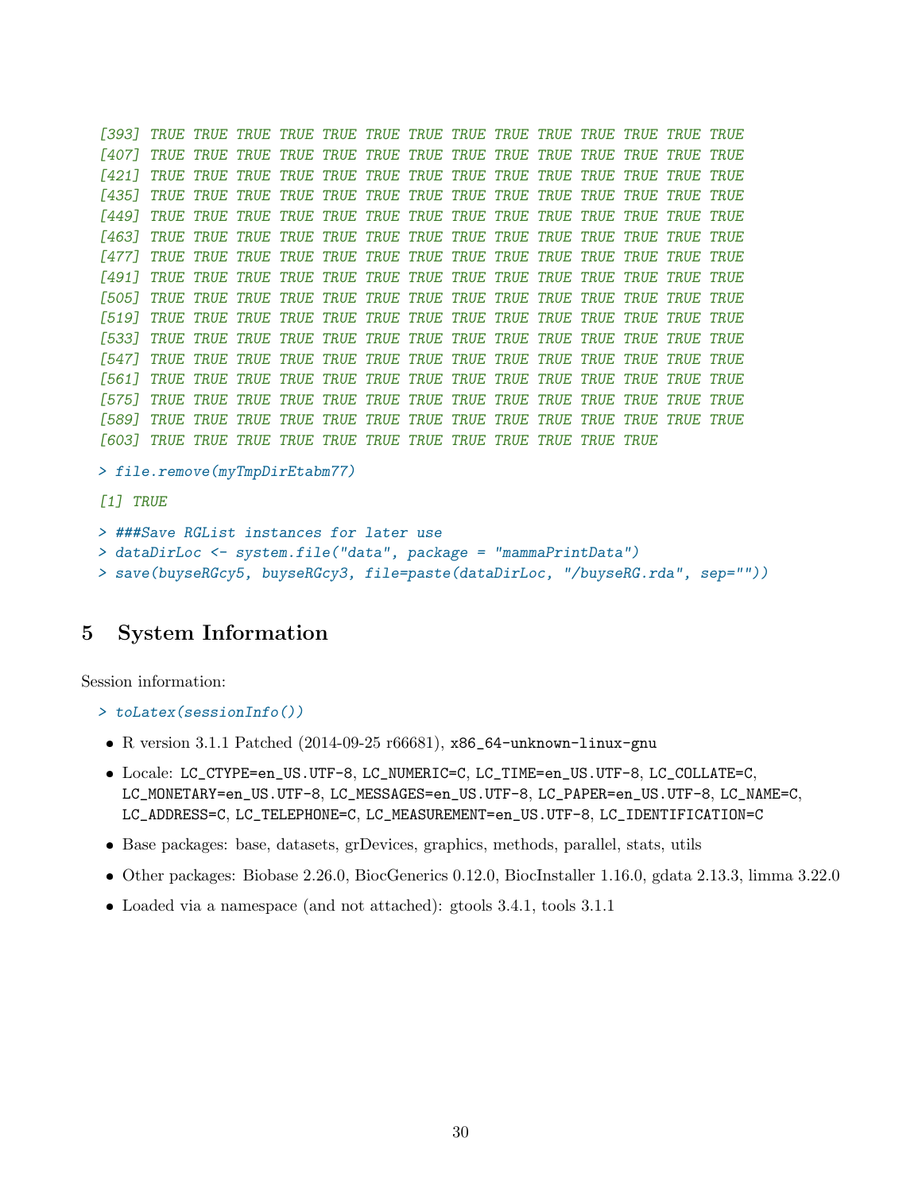```
[393] TRUE TRUE TRUE TRUE TRUE TRUE TRUE TRUE TRUE TRUE TRUE TRUE TRUE TRUE
[407] TRUE TRUE TRUE TRUE TRUE TRUE TRUE TRUE TRUE TRUE TRUE TRUE TRUE TRUE
[421] TRUE TRUE TRUE TRUE TRUE TRUE TRUE TRUE TRUE TRUE TRUE TRUE TRUE TRUE
[435] TRUE TRUE TRUE TRUE TRUE TRUE TRUE TRUE TRUE TRUE TRUE TRUE TRUE TRUE
[449] TRUE TRUE TRUE TRUE TRUE TRUE TRUE TRUE TRUE TRUE TRUE TRUE TRUE TRUE
[463] TRUE TRUE TRUE TRUE TRUE TRUE TRUE TRUE TRUE TRUE TRUE TRUE TRUE TRUE
[477] TRUE TRUE TRUE TRUE TRUE TRUE TRUE TRUE TRUE TRUE TRUE TRUE TRUE TRUE
[491] TRUE TRUE TRUE TRUE TRUE TRUE TRUE TRUE TRUE TRUE TRUE TRUE TRUE TRUE
[505] TRUE TRUE TRUE TRUE TRUE TRUE TRUE TRUE TRUE TRUE TRUE TRUE TRUE TRUE
[519] TRUE TRUE TRUE TRUE TRUE TRUE TRUE TRUE TRUE TRUE TRUE TRUE TRUE TRUE
[533] TRUE TRUE TRUE TRUE TRUE TRUE TRUE TRUE TRUE TRUE TRUE TRUE TRUE TRUE
[547] TRUE TRUE TRUE TRUE TRUE TRUE TRUE TRUE TRUE TRUE TRUE TRUE TRUE TRUE
[561] TRUE TRUE TRUE TRUE TRUE TRUE TRUE TRUE TRUE TRUE TRUE TRUE TRUE TRUE
[575] TRUE TRUE TRUE TRUE TRUE TRUE TRUE TRUE TRUE TRUE TRUE TRUE TRUE TRUE
[589] TRUE TRUE TRUE TRUE TRUE TRUE TRUE TRUE TRUE TRUE TRUE TRUE TRUE TRUE
[603] TRUE TRUE TRUE TRUE TRUE TRUE TRUE TRUE TRUE TRUE TRUE TRUE
```

```
> file.remove(myTmpDirEtabm77)
```

```
[1] TRUE
```

```
> ###Save RGList instances for later use
> dataDirLoc <- system.file("data", package = "mammaPrintData")
> save(buyseRGcy5, buyseRGcy3, file=paste(dataDirLoc, "/buyseRG.rda", sep=""))
```

## 5 System Information

Session information:

```
> toLatex(sessionInfo())
```

- R version 3.1.1 Patched (2014-09-25 r66681), x86_64-unknown-linux-gnu
- Locale: LC_CTYPE=en_US.UTF-8, LC_NUMERIC=C, LC_TIME=en_US.UTF-8, LC_COLLATE=C, LC_MONETARY=en_US.UTF-8, LC_MESSAGES=en_US.UTF-8, LC_PAPER=en_US.UTF-8, LC_NAME=C, LC_ADDRESS=C, LC_TELEPHONE=C, LC_MEASUREMENT=en_US.UTF-8, LC_IDENTIFICATION=C
- Base packages: base, datasets, grDevices, graphics, methods, parallel, stats, utils
- Other packages: Biobase 2.26.0, BiocGenerics 0.12.0, BiocInstaller 1.16.0, gdata 2.13.3, limma 3.22.0
- Loaded via a namespace (and not attached): gtools 3.4.1, tools 3.1.1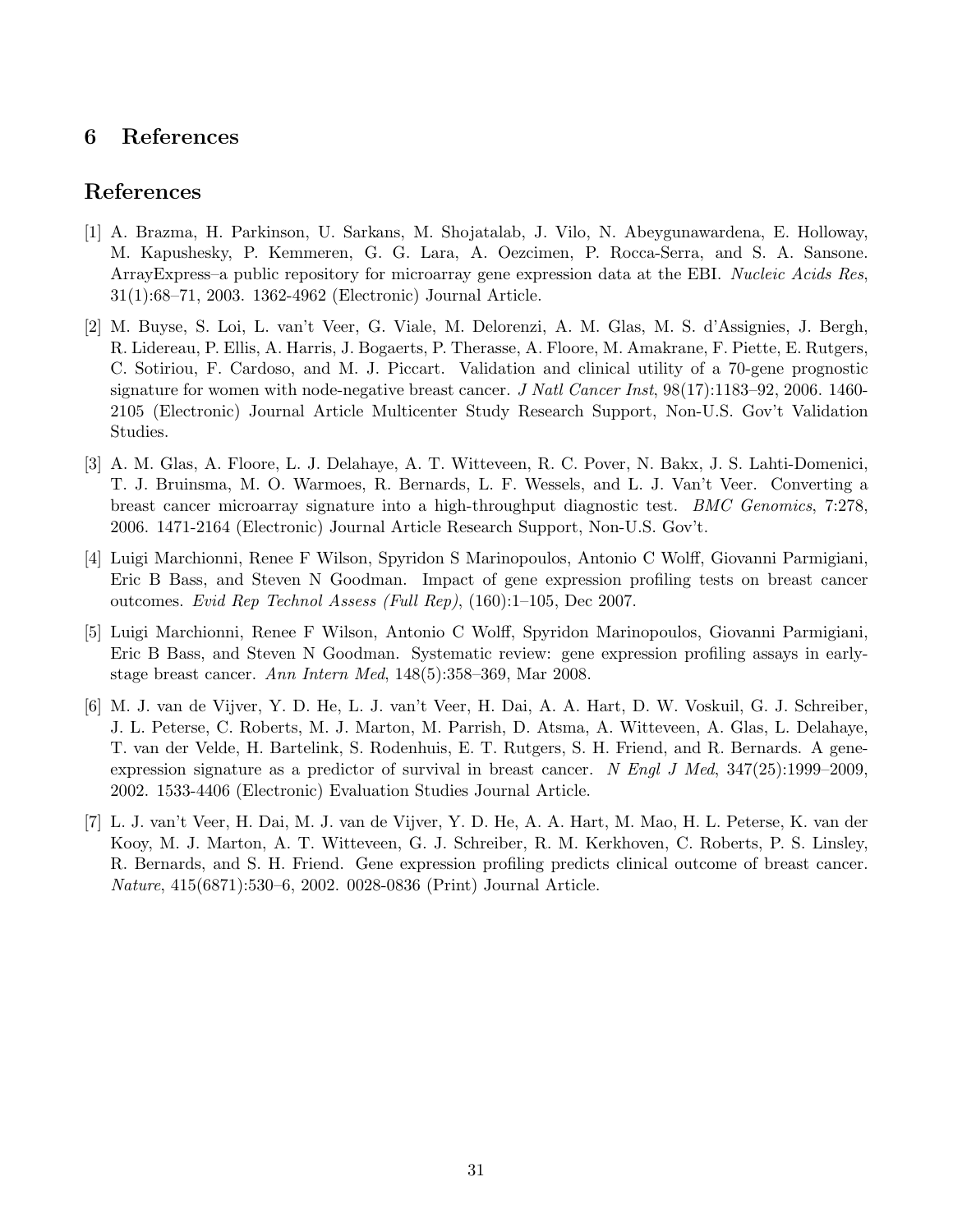## 6 References

## References

[1] A. Brazma, H. Parkinson, U. Sarkans, M. Shojatalab, J. Vilo, N. Abeygunawardena, E. Holloway, M. Kapushesky, P. Kemmeren, G. G. Lara, A. Oezcimen, P. Rocca-Serra, and S. A. Sansone. ArrayExpress–a public repository for microarray gene expression data at the EBI. *Nucleic Acids Res*, 31(1):68–71, 2003. 1362-4962 (Electronic) Journal Article.

[2] M. Buyse, S. Loi, L. van't Veer, G. Viale, M. Delorenzi, A. M. Glas, M. S. d'Assignies, J. Bergh, R. Lidereau, P. Ellis, A. Harris, J. Bogaerts, P. Therasse, A. Floore, M. Amakrane, F. Piette, E. Rutgers, C. Sotiriou, F. Cardoso, and M. J. Piccart. Validation and clinical utility of a 70-gene prognostic signature for women with node-negative breast cancer. *J Natl Cancer Inst*, 98(17):1183–92, 2006. 1460-2105 (Electronic) Journal Article Multicenter Study Research Support, Non-U.S. Gov't Validation Studies.

[3] A. M. Glas, A. Floore, L. J. Delahaye, A. T. Witteveen, R. C. Pover, N. Bakx, J. S. Lahti-Domenici, T. J. Bruinsma, M. O. Warmoes, R. Bernards, L. F. Wessels, and L. J. Van't Veer. Converting a breast cancer microarray signature into a high-throughput diagnostic test. *BMC Genomics*, 7:278, 2006. 1471-2164 (Electronic) Journal Article Research Support, Non-U.S. Gov't.

[4] Luigi Marchionni, Renee F Wilson, Spyridon S Marinopoulos, Antonio C Wolff, Giovanni Parmigiani, Eric B Bass, and Steven N Goodman. Impact of gene expression profiling tests on breast cancer outcomes. *Evid Rep Technol Assess (Full Rep)*, (160):1–105, Dec 2007.

[5] Luigi Marchionni, Renee F Wilson, Antonio C Wolff, Spyridon Marinopoulos, Giovanni Parmigiani, Eric B Bass, and Steven N Goodman. Systematic review: gene expression profiling assays in early-stage breast cancer. *Ann Intern Med*, 148(5):358–369, Mar 2008.

[6] M. J. van de Vijver, Y. D. He, L. J. van't Veer, H. Dai, A. A. Hart, D. W. Voskuil, G. J. Schreiber, J. L. Peterse, C. Roberts, M. J. Marton, M. Parrish, D. Atsma, A. Witteveen, A. Glas, L. Delahaye, T. van der Velde, H. Bartelink, S. Rodenhuis, E. T. Rutgers, S. H. Friend, and R. Bernards. A gene-expression signature as a predictor of survival in breast cancer. *N Engl J Med*, 347(25):1999–2009, 2002. 1533-4406 (Electronic) Evaluation Studies Journal Article.

[7] L. J. van't Veer, H. Dai, M. J. van de Vijver, Y. D. He, A. A. Hart, M. Mao, H. L. Peterse, K. van der Kooy, M. J. Marton, A. T. Witteveen, G. J. Schreiber, R. M. Kerkhoven, C. Roberts, P. S. Linsley, R. Bernards, and S. H. Friend. Gene expression profiling predicts clinical outcome of breast cancer. *Nature*, 415(6871):530–6, 2002. 0028-0836 (Print) Journal Article.